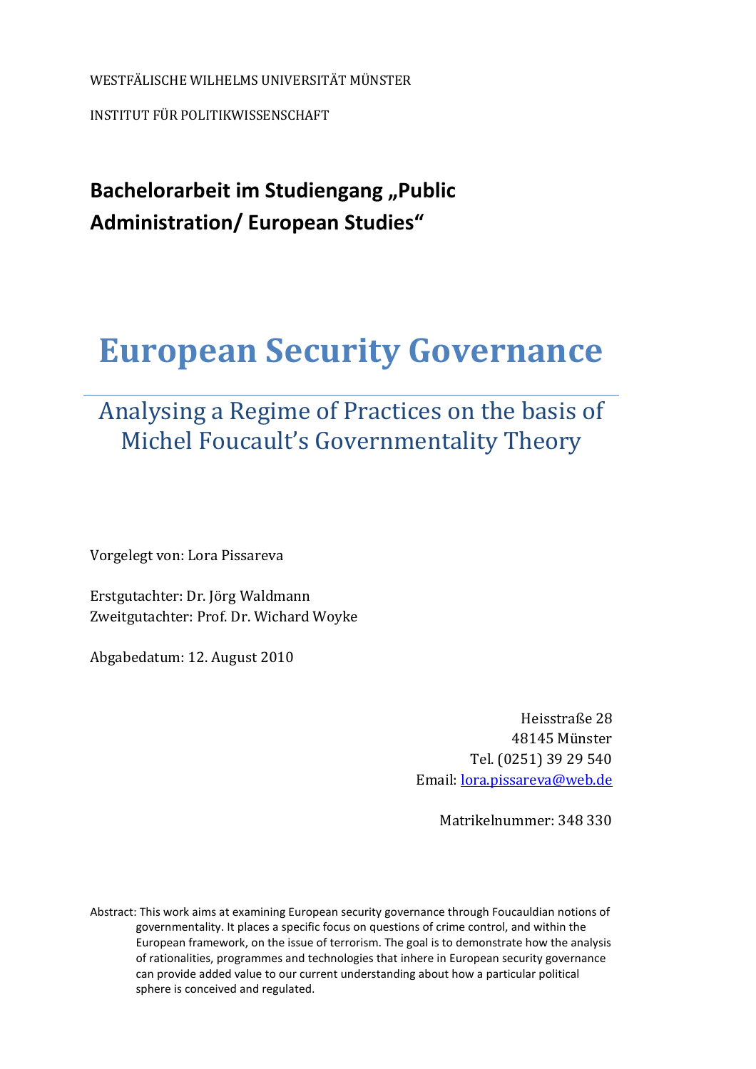WESTFÄLISCHE WILHELMS UNIVERSITÄT MÜNSTER

INSTITUT FÜR POLITIKWISSENSCHAFT

**Bachelorarbeit im Studiengang „Public Administration/ European Studies"**

# European Security Governance

## Analysing a Regime of Practices on the basis of Michel Foucault's Governmentality Theory

Vorgelegt von: Lora Pissareva

Erstgutachter: Dr. Jörg Waldmann
Zweitgutachter: Prof. Dr. Wichard Woyke

Abgabedatum: 12. August 2010

Heisstraße 28
48145 Münster
Tel. (0251) 39 29 540
Email: lora.pissareva@web.de

Matrikelnummer: 348 330

Abstract: This work aims at examining European security governance through Foucauldian notions of governmentality. It places a specific focus on questions of crime control, and within the European framework, on the issue of terrorism. The goal is to demonstrate how the analysis of rationalities, programmes and technologies that inhere in European security governance can provide added value to our current understanding about how a particular political sphere is conceived and regulated.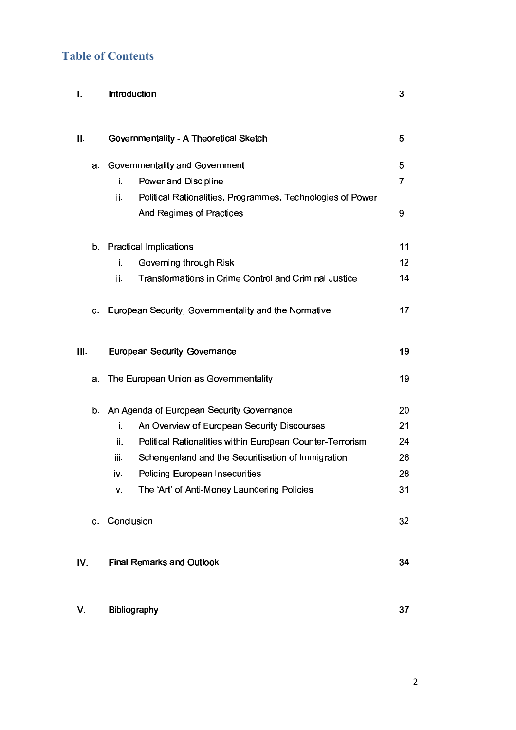## Table of Contents

| | | |
|---|---|---|
| I. | Introduction | 3 |
| II. | Governmentality - A Theoretical Sketch | 5 |
| a. | Governmentality and Government | 5 |
| i. | Power and Discipline | 7 |
| ii. | Political Rationalities, Programmes, Technologies of Power And Regimes of Practices | 9 |
| b. | Practical Implications | 11 |
| i. | Governing through Risk | 12 |
| ii. | Transformations in Crime Control and Criminal Justice | 14 |
| c. | European Security, Governmentality and the Normative | 17 |
| III. | European Security Governance | 19 |
| a. | The European Union as Governmentality | 19 |
| b. | An Agenda of European Security Governance | 20 |
| i. | An Overview of European Security Discourses | 21 |
| ii. | Political Rationalities within European Counter-Terrorism | 24 |
| iii. | Schengenland and the Securitisation of Immigration | 26 |
| iv. | Policing European Insecurities | 28 |
| v. | The 'Art' of Anti-Money Laundering Policies | 31 |
| c. | Conclusion | 32 |
| IV. | Final Remarks and Outlook | 34 |
| V. | Bibliography | 37 |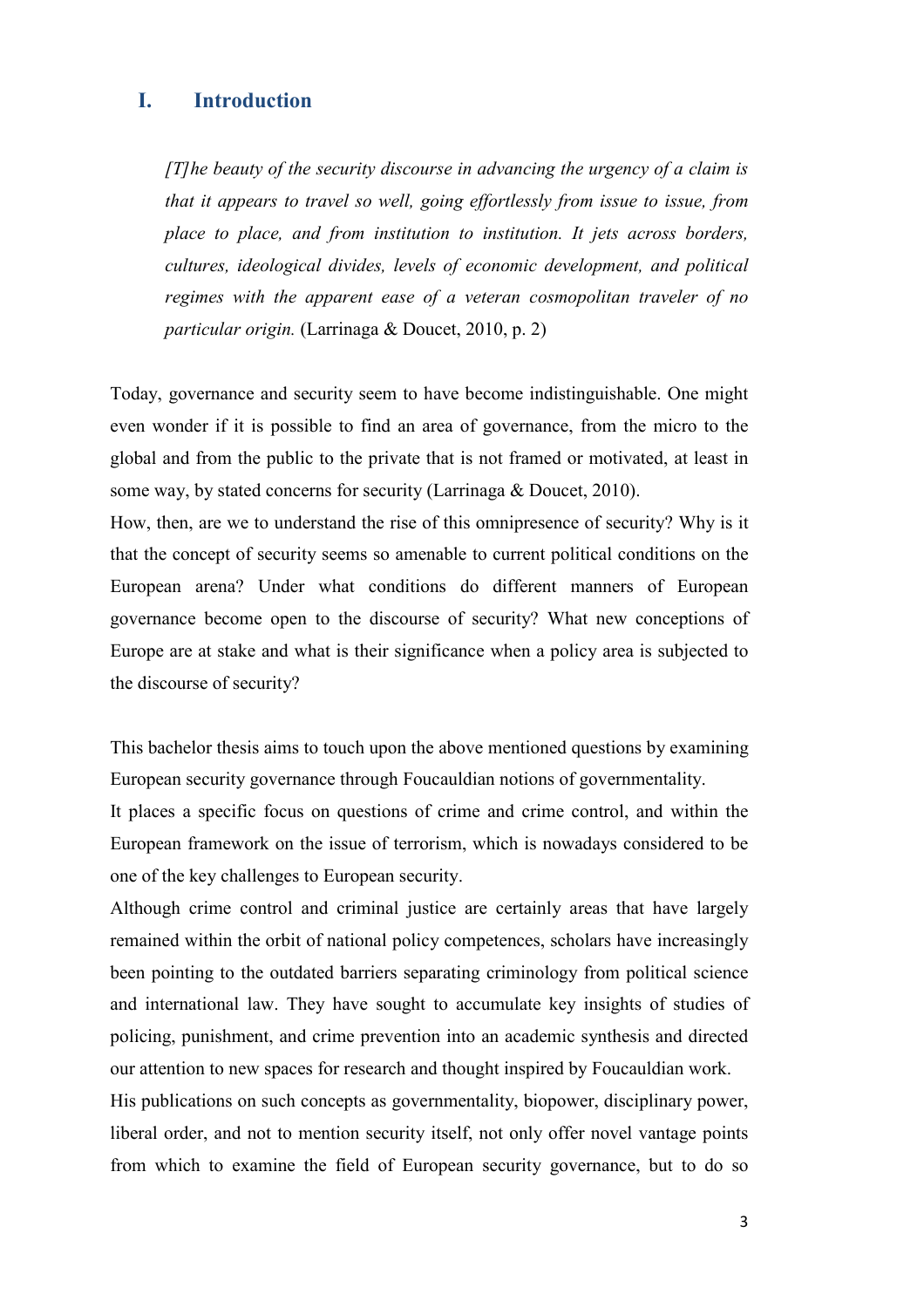# I. Introduction

> *[T]he beauty of the security discourse in advancing the urgency of a claim is that it appears to travel so well, going effortlessly from issue to issue, from place to place, and from institution to institution. It jets across borders, cultures, ideological divides, levels of economic development, and political regimes with the apparent ease of a veteran cosmopolitan traveler of no particular origin.* (Larrinaga & Doucet, 2010, p. 2)

Today, governance and security seem to have become indistinguishable. One might even wonder if it is possible to find an area of governance, from the micro to the global and from the public to the private that is not framed or motivated, at least in some way, by stated concerns for security (Larrinaga & Doucet, 2010).

How, then, are we to understand the rise of this omnipresence of security? Why is it that the concept of security seems so amenable to current political conditions on the European arena? Under what conditions do different manners of European governance become open to the discourse of security? What new conceptions of Europe are at stake and what is their significance when a policy area is subjected to the discourse of security?

This bachelor thesis aims to touch upon the above mentioned questions by examining European security governance through Foucauldian notions of governmentality.

It places a specific focus on questions of crime and crime control, and within the European framework on the issue of terrorism, which is nowadays considered to be one of the key challenges to European security.

Although crime control and criminal justice are certainly areas that have largely remained within the orbit of national policy competences, scholars have increasingly been pointing to the outdated barriers separating criminology from political science and international law. They have sought to accumulate key insights of studies of policing, punishment, and crime prevention into an academic synthesis and directed our attention to new spaces for research and thought inspired by Foucauldian work.

His publications on such concepts as governmentality, biopower, disciplinary power, liberal order, and not to mention security itself, not only offer novel vantage points from which to examine the field of European security governance, but to do so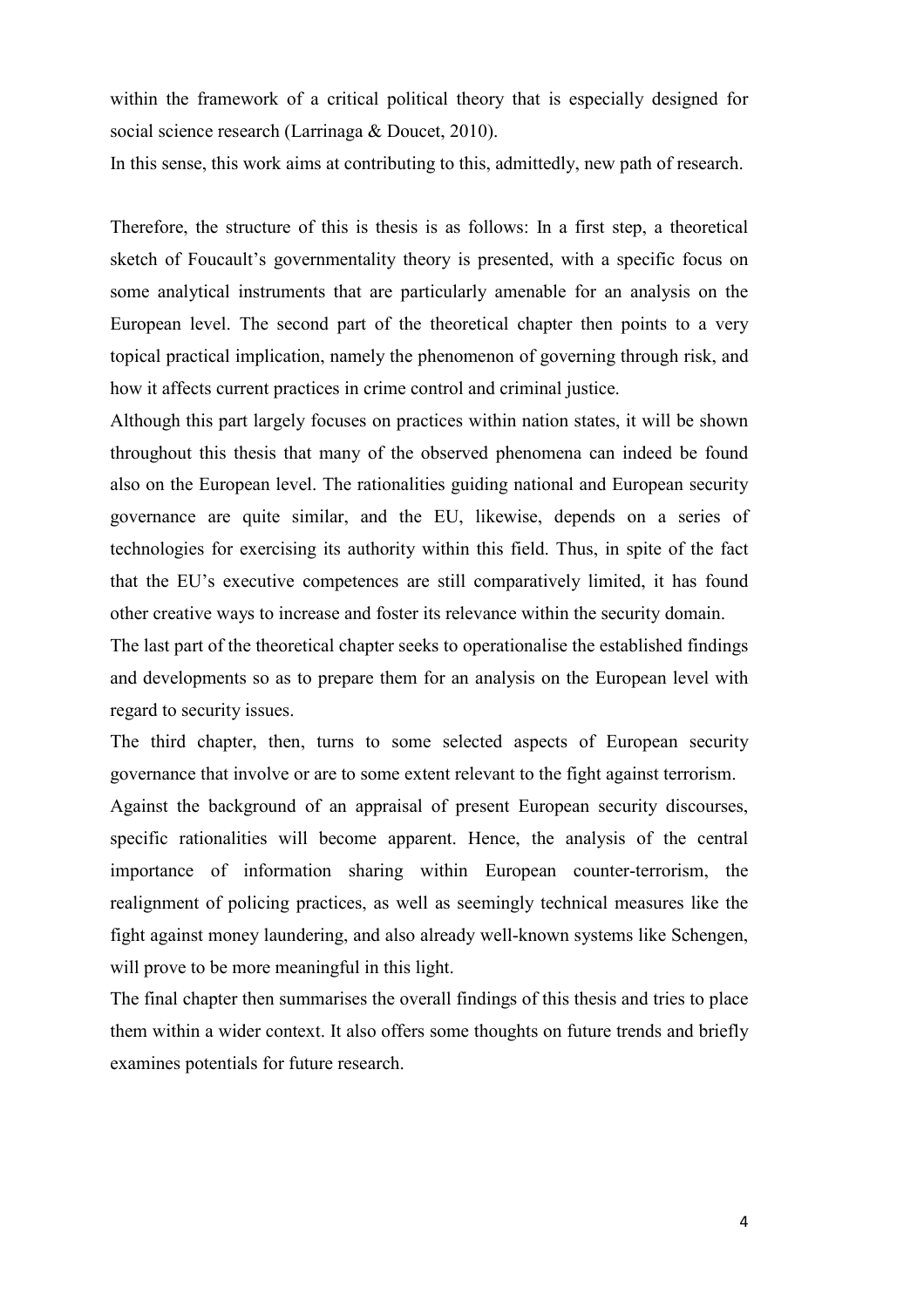within the framework of a critical political theory that is especially designed for social science research (Larrinaga & Doucet, 2010).

In this sense, this work aims at contributing to this, admittedly, new path of research.

Therefore, the structure of this is thesis is as follows: In a first step, a theoretical sketch of Foucault's governmentality theory is presented, with a specific focus on some analytical instruments that are particularly amenable for an analysis on the European level. The second part of the theoretical chapter then points to a very topical practical implication, namely the phenomenon of governing through risk, and how it affects current practices in crime control and criminal justice.

Although this part largely focuses on practices within nation states, it will be shown throughout this thesis that many of the observed phenomena can indeed be found also on the European level. The rationalities guiding national and European security governance are quite similar, and the EU, likewise, depends on a series of technologies for exercising its authority within this field. Thus, in spite of the fact that the EU's executive competences are still comparatively limited, it has found other creative ways to increase and foster its relevance within the security domain.

The last part of the theoretical chapter seeks to operationalise the established findings and developments so as to prepare them for an analysis on the European level with regard to security issues.

The third chapter, then, turns to some selected aspects of European security governance that involve or are to some extent relevant to the fight against terrorism.

Against the background of an appraisal of present European security discourses, specific rationalities will become apparent. Hence, the analysis of the central importance of information sharing within European counter-terrorism, the realignment of policing practices, as well as seemingly technical measures like the fight against money laundering, and also already well-known systems like Schengen, will prove to be more meaningful in this light.

The final chapter then summarises the overall findings of this thesis and tries to place them within a wider context. It also offers some thoughts on future trends and briefly examines potentials for future research.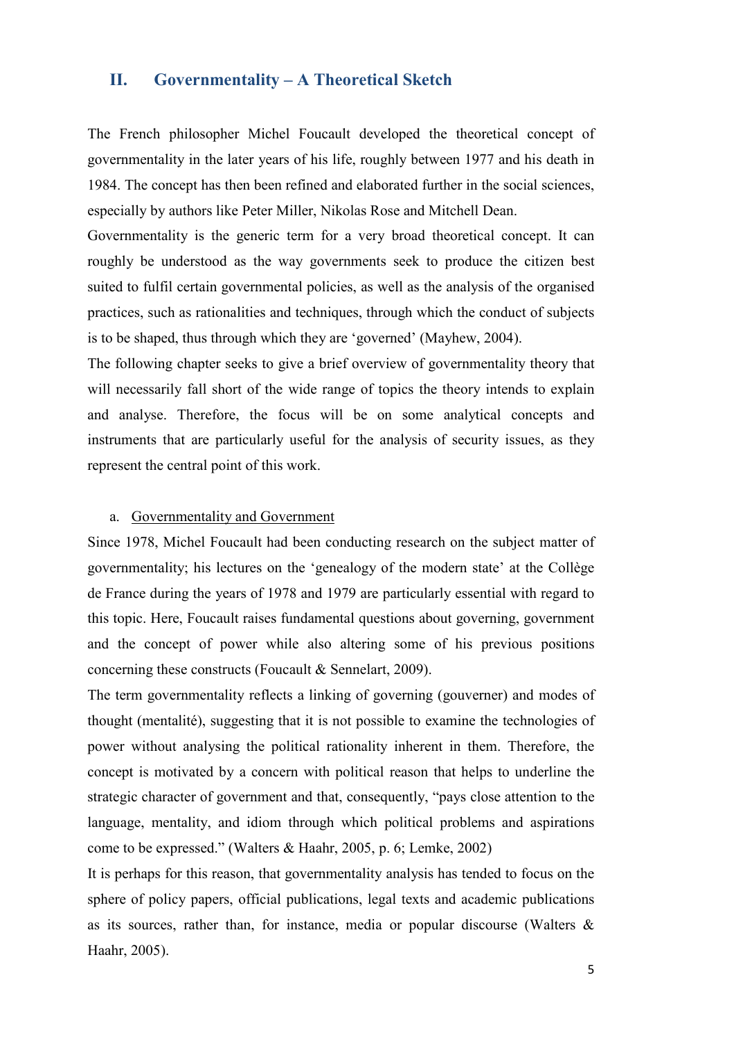## II. Governmentality – A Theoretical Sketch

The French philosopher Michel Foucault developed the theoretical concept of governmentality in the later years of his life, roughly between 1977 and his death in 1984. The concept has then been refined and elaborated further in the social sciences, especially by authors like Peter Miller, Nikolas Rose and Mitchell Dean.

Governmentality is the generic term for a very broad theoretical concept. It can roughly be understood as the way governments seek to produce the citizen best suited to fulfil certain governmental policies, as well as the analysis of the organised practices, such as rationalities and techniques, through which the conduct of subjects is to be shaped, thus through which they are 'governed' (Mayhew, 2004).

The following chapter seeks to give a brief overview of governmentality theory that will necessarily fall short of the wide range of topics the theory intends to explain and analyse. Therefore, the focus will be on some analytical concepts and instruments that are particularly useful for the analysis of security issues, as they represent the central point of this work.

### a. Governmentality and Government

Since 1978, Michel Foucault had been conducting research on the subject matter of governmentality; his lectures on the 'genealogy of the modern state' at the Collège de France during the years of 1978 and 1979 are particularly essential with regard to this topic. Here, Foucault raises fundamental questions about governing, government and the concept of power while also altering some of his previous positions concerning these constructs (Foucault & Sennelart, 2009).

The term governmentality reflects a linking of governing (gouverner) and modes of thought (mentalité), suggesting that it is not possible to examine the technologies of power without analysing the political rationality inherent in them. Therefore, the concept is motivated by a concern with political reason that helps to underline the strategic character of government and that, consequently, "pays close attention to the language, mentality, and idiom through which political problems and aspirations come to be expressed." (Walters & Haahr, 2005, p. 6; Lemke, 2002)

It is perhaps for this reason, that governmentality analysis has tended to focus on the sphere of policy papers, official publications, legal texts and academic publications as its sources, rather than, for instance, media or popular discourse (Walters & Haahr, 2005).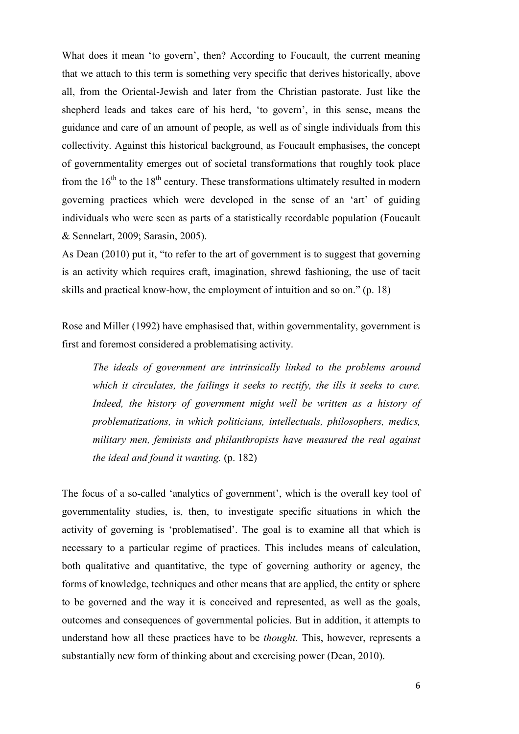What does it mean 'to govern', then? According to Foucault, the current meaning that we attach to this term is something very specific that derives historically, above all, from the Oriental-Jewish and later from the Christian pastorate. Just like the shepherd leads and takes care of his herd, 'to govern', in this sense, means the guidance and care of an amount of people, as well as of single individuals from this collectivity. Against this historical background, as Foucault emphasises, the concept of governmentality emerges out of societal transformations that roughly took place from the 16th to the 18th century. These transformations ultimately resulted in modern governing practices which were developed in the sense of an 'art' of guiding individuals who were seen as parts of a statistically recordable population (Foucault & Sennelart, 2009; Sarasin, 2005).

As Dean (2010) put it, "to refer to the art of government is to suggest that governing is an activity which requires craft, imagination, shrewd fashioning, the use of tacit skills and practical know-how, the employment of intuition and so on." (p. 18)

Rose and Miller (1992) have emphasised that, within governmentality, government is first and foremost considered a problematising activity.

> *The ideals of government are intrinsically linked to the problems around which it circulates, the failings it seeks to rectify, the ills it seeks to cure. Indeed, the history of government might well be written as a history of problematizations, in which politicians, intellectuals, philosophers, medics, military men, feminists and philanthropists have measured the real against the ideal and found it wanting.* (p. 182)

The focus of a so-called 'analytics of government', which is the overall key tool of governmentality studies, is, then, to investigate specific situations in which the activity of governing is 'problematised'. The goal is to examine all that which is necessary to a particular regime of practices. This includes means of calculation, both qualitative and quantitative, the type of governing authority or agency, the forms of knowledge, techniques and other means that are applied, the entity or sphere to be governed and the way it is conceived and represented, as well as the goals, outcomes and consequences of governmental policies. But in addition, it attempts to understand how all these practices have to be *thought.* This, however, represents a substantially new form of thinking about and exercising power (Dean, 2010).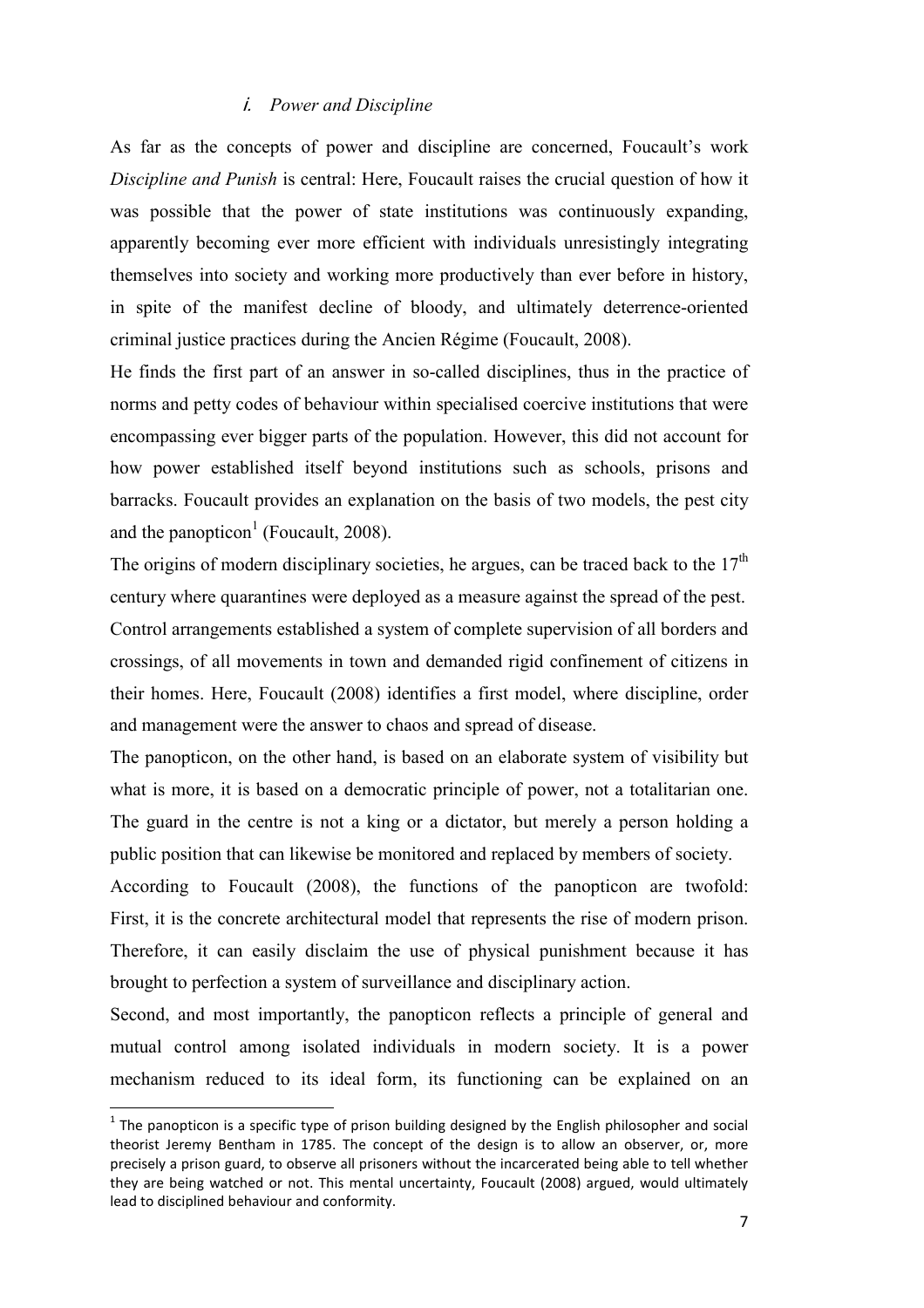### i. *Power and Discipline*

As far as the concepts of power and discipline are concerned, Foucault's work *Discipline and Punish* is central: Here, Foucault raises the crucial question of how it was possible that the power of state institutions was continuously expanding, apparently becoming ever more efficient with individuals unresistingly integrating themselves into society and working more productively than ever before in history, in spite of the manifest decline of bloody, and ultimately deterrence-oriented criminal justice practices during the Ancien Régime (Foucault, 2008).

He finds the first part of an answer in so-called disciplines, thus in the practice of norms and petty codes of behaviour within specialised coercive institutions that were encompassing ever bigger parts of the population. However, this did not account for how power established itself beyond institutions such as schools, prisons and barracks. Foucault provides an explanation on the basis of two models, the pest city and the panopticon[1] (Foucault, 2008).

The origins of modern disciplinary societies, he argues, can be traced back to the 17th century where quarantines were deployed as a measure against the spread of the pest. Control arrangements established a system of complete supervision of all borders and crossings, of all movements in town and demanded rigid confinement of citizens in their homes. Here, Foucault (2008) identifies a first model, where discipline, order and management were the answer to chaos and spread of disease.

The panopticon, on the other hand, is based on an elaborate system of visibility but what is more, it is based on a democratic principle of power, not a totalitarian one. The guard in the centre is not a king or a dictator, but merely a person holding a public position that can likewise be monitored and replaced by members of society.

According to Foucault (2008), the functions of the panopticon are twofold: First, it is the concrete architectural model that represents the rise of modern prison. Therefore, it can easily disclaim the use of physical punishment because it has brought to perfection a system of surveillance and disciplinary action.

Second, and most importantly, the panopticon reflects a principle of general and mutual control among isolated individuals in modern society. It is a power mechanism reduced to its ideal form, its functioning can be explained on an

[1] The panopticon is a specific type of prison building designed by the English philosopher and social theorist Jeremy Bentham in 1785. The concept of the design is to allow an observer, or, more precisely a prison guard, to observe all prisoners without the incarcerated being able to tell whether they are being watched or not. This mental uncertainty, Foucault (2008) argued, would ultimately lead to disciplined behaviour and conformity.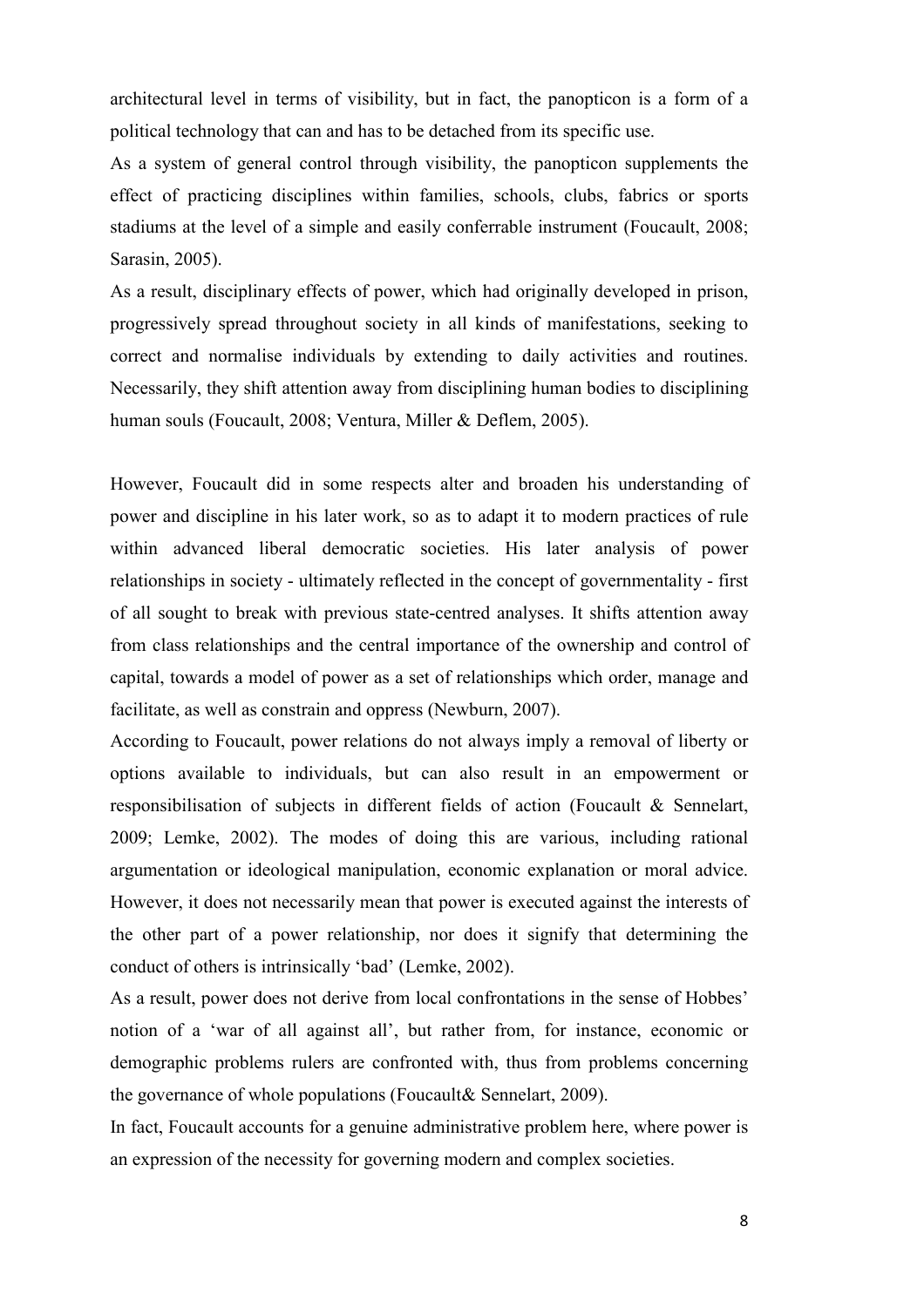architectural level in terms of visibility, but in fact, the panopticon is a form of a political technology that can and has to be detached from its specific use.

As a system of general control through visibility, the panopticon supplements the effect of practicing disciplines within families, schools, clubs, fabrics or sports stadiums at the level of a simple and easily conferrable instrument (Foucault, 2008; Sarasin, 2005).

As a result, disciplinary effects of power, which had originally developed in prison, progressively spread throughout society in all kinds of manifestations, seeking to correct and normalise individuals by extending to daily activities and routines. Necessarily, they shift attention away from disciplining human bodies to disciplining human souls (Foucault, 2008; Ventura, Miller & Deflem, 2005).

However, Foucault did in some respects alter and broaden his understanding of power and discipline in his later work, so as to adapt it to modern practices of rule within advanced liberal democratic societies. His later analysis of power relationships in society - ultimately reflected in the concept of governmentality - first of all sought to break with previous state-centred analyses. It shifts attention away from class relationships and the central importance of the ownership and control of capital, towards a model of power as a set of relationships which order, manage and facilitate, as well as constrain and oppress (Newburn, 2007).

According to Foucault, power relations do not always imply a removal of liberty or options available to individuals, but can also result in an empowerment or responsibilisation of subjects in different fields of action (Foucault & Sennelart, 2009; Lemke, 2002). The modes of doing this are various, including rational argumentation or ideological manipulation, economic explanation or moral advice. However, it does not necessarily mean that power is executed against the interests of the other part of a power relationship, nor does it signify that determining the conduct of others is intrinsically 'bad' (Lemke, 2002).

As a result, power does not derive from local confrontations in the sense of Hobbes' notion of a 'war of all against all', but rather from, for instance, economic or demographic problems rulers are confronted with, thus from problems concerning the governance of whole populations (Foucault& Sennelart, 2009).

In fact, Foucault accounts for a genuine administrative problem here, where power is an expression of the necessity for governing modern and complex societies.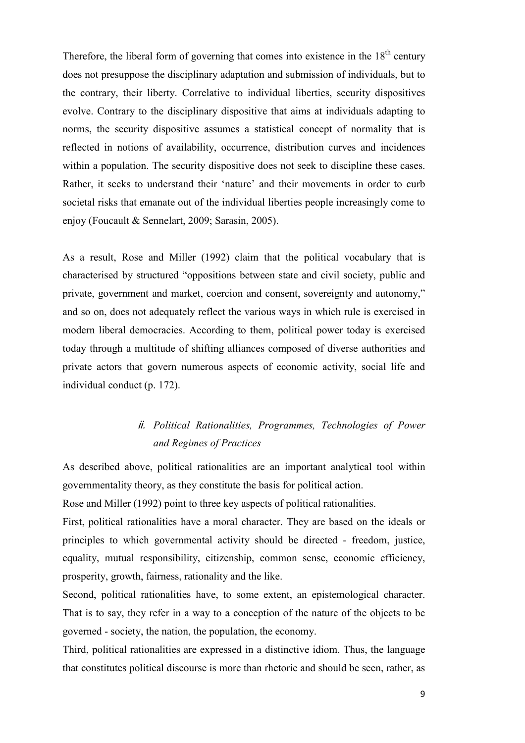Therefore, the liberal form of governing that comes into existence in the 18th century does not presuppose the disciplinary adaptation and submission of individuals, but to the contrary, their liberty. Correlative to individual liberties, security dispositives evolve. Contrary to the disciplinary dispositive that aims at individuals adapting to norms, the security dispositive assumes a statistical concept of normality that is reflected in notions of availability, occurrence, distribution curves and incidences within a population. The security dispositive does not seek to discipline these cases. Rather, it seeks to understand their 'nature' and their movements in order to curb societal risks that emanate out of the individual liberties people increasingly come to enjoy (Foucault & Sennelart, 2009; Sarasin, 2005).

As a result, Rose and Miller (1992) claim that the political vocabulary that is characterised by structured "oppositions between state and civil society, public and private, government and market, coercion and consent, sovereignty and autonomy," and so on, does not adequately reflect the various ways in which rule is exercised in modern liberal democracies. According to them, political power today is exercised today through a multitude of shifting alliances composed of diverse authorities and private actors that govern numerous aspects of economic activity, social life and individual conduct (p. 172).

### *ii. Political Rationalities, Programmes, Technologies of Power and Regimes of Practices*

As described above, political rationalities are an important analytical tool within governmentality theory, as they constitute the basis for political action.

Rose and Miller (1992) point to three key aspects of political rationalities.

First, political rationalities have a moral character. They are based on the ideals or principles to which governmental activity should be directed - freedom, justice, equality, mutual responsibility, citizenship, common sense, economic efficiency, prosperity, growth, fairness, rationality and the like.

Second, political rationalities have, to some extent, an epistemological character. That is to say, they refer in a way to a conception of the nature of the objects to be governed - society, the nation, the population, the economy.

Third, political rationalities are expressed in a distinctive idiom. Thus, the language that constitutes political discourse is more than rhetoric and should be seen, rather, as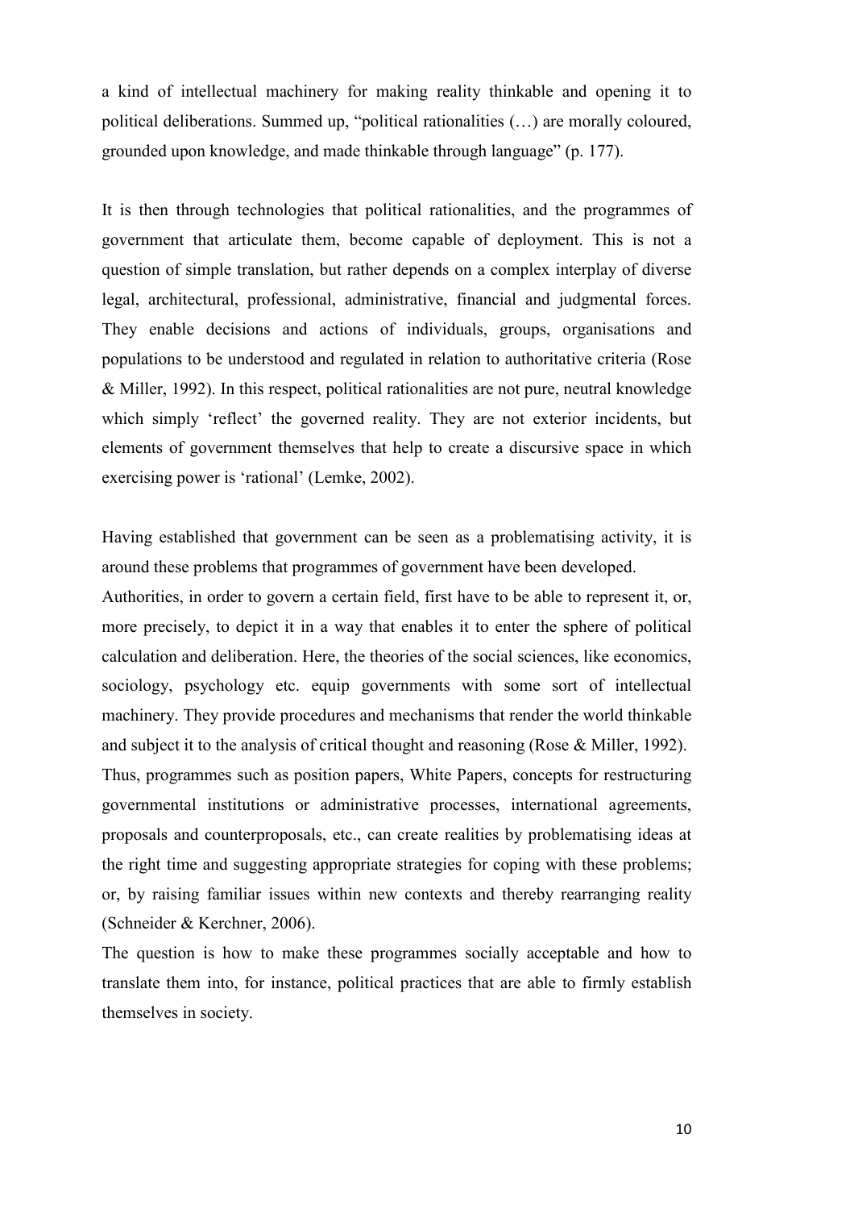a kind of intellectual machinery for making reality thinkable and opening it to political deliberations. Summed up, "political rationalities (…) are morally coloured, grounded upon knowledge, and made thinkable through language" (p. 177).

It is then through technologies that political rationalities, and the programmes of government that articulate them, become capable of deployment. This is not a question of simple translation, but rather depends on a complex interplay of diverse legal, architectural, professional, administrative, financial and judgmental forces. They enable decisions and actions of individuals, groups, organisations and populations to be understood and regulated in relation to authoritative criteria (Rose & Miller, 1992). In this respect, political rationalities are not pure, neutral knowledge which simply 'reflect' the governed reality. They are not exterior incidents, but elements of government themselves that help to create a discursive space in which exercising power is 'rational' (Lemke, 2002).

Having established that government can be seen as a problematising activity, it is around these problems that programmes of government have been developed.

Authorities, in order to govern a certain field, first have to be able to represent it, or, more precisely, to depict it in a way that enables it to enter the sphere of political calculation and deliberation. Here, the theories of the social sciences, like economics, sociology, psychology etc. equip governments with some sort of intellectual machinery. They provide procedures and mechanisms that render the world thinkable and subject it to the analysis of critical thought and reasoning (Rose & Miller, 1992).

Thus, programmes such as position papers, White Papers, concepts for restructuring governmental institutions or administrative processes, international agreements, proposals and counterproposals, etc., can create realities by problematising ideas at the right time and suggesting appropriate strategies for coping with these problems; or, by raising familiar issues within new contexts and thereby rearranging reality (Schneider & Kerchner, 2006).

The question is how to make these programmes socially acceptable and how to translate them into, for instance, political practices that are able to firmly establish themselves in society.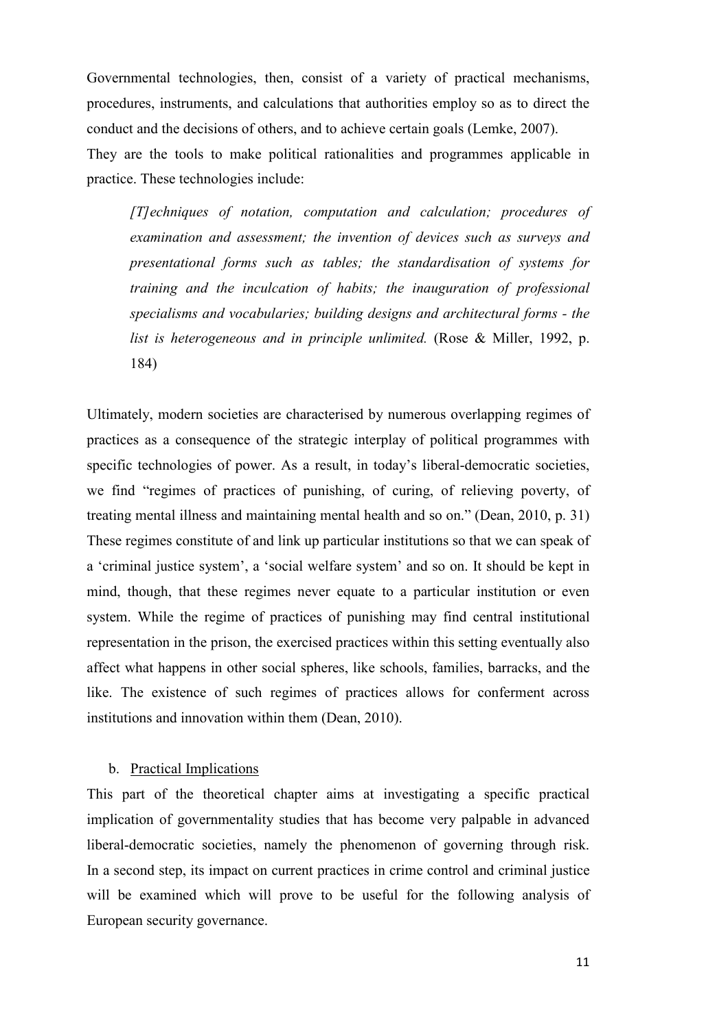Governmental technologies, then, consist of a variety of practical mechanisms, procedures, instruments, and calculations that authorities employ so as to direct the conduct and the decisions of others, and to achieve certain goals (Lemke, 2007).
They are the tools to make political rationalities and programmes applicable in practice. These technologies include:

> *[T]echniques of notation, computation and calculation; procedures of examination and assessment; the invention of devices such as surveys and presentational forms such as tables; the standardisation of systems for training and the inculcation of habits; the inauguration of professional specialisms and vocabularies; building designs and architectural forms - the list is heterogeneous and in principle unlimited.* (Rose & Miller, 1992, p. 184)

Ultimately, modern societies are characterised by numerous overlapping regimes of practices as a consequence of the strategic interplay of political programmes with specific technologies of power. As a result, in today's liberal-democratic societies, we find "regimes of practices of punishing, of curing, of relieving poverty, of treating mental illness and maintaining mental health and so on." (Dean, 2010, p. 31) These regimes constitute of and link up particular institutions so that we can speak of a 'criminal justice system', a 'social welfare system' and so on. It should be kept in mind, though, that these regimes never equate to a particular institution or even system. While the regime of practices of punishing may find central institutional representation in the prison, the exercised practices within this setting eventually also affect what happens in other social spheres, like schools, families, barracks, and the like. The existence of such regimes of practices allows for conferment across institutions and innovation within them (Dean, 2010).

b. <u>Practical Implications</u>

This part of the theoretical chapter aims at investigating a specific practical implication of governmentality studies that has become very palpable in advanced liberal-democratic societies, namely the phenomenon of governing through risk. In a second step, its impact on current practices in crime control and criminal justice will be examined which will prove to be useful for the following analysis of European security governance.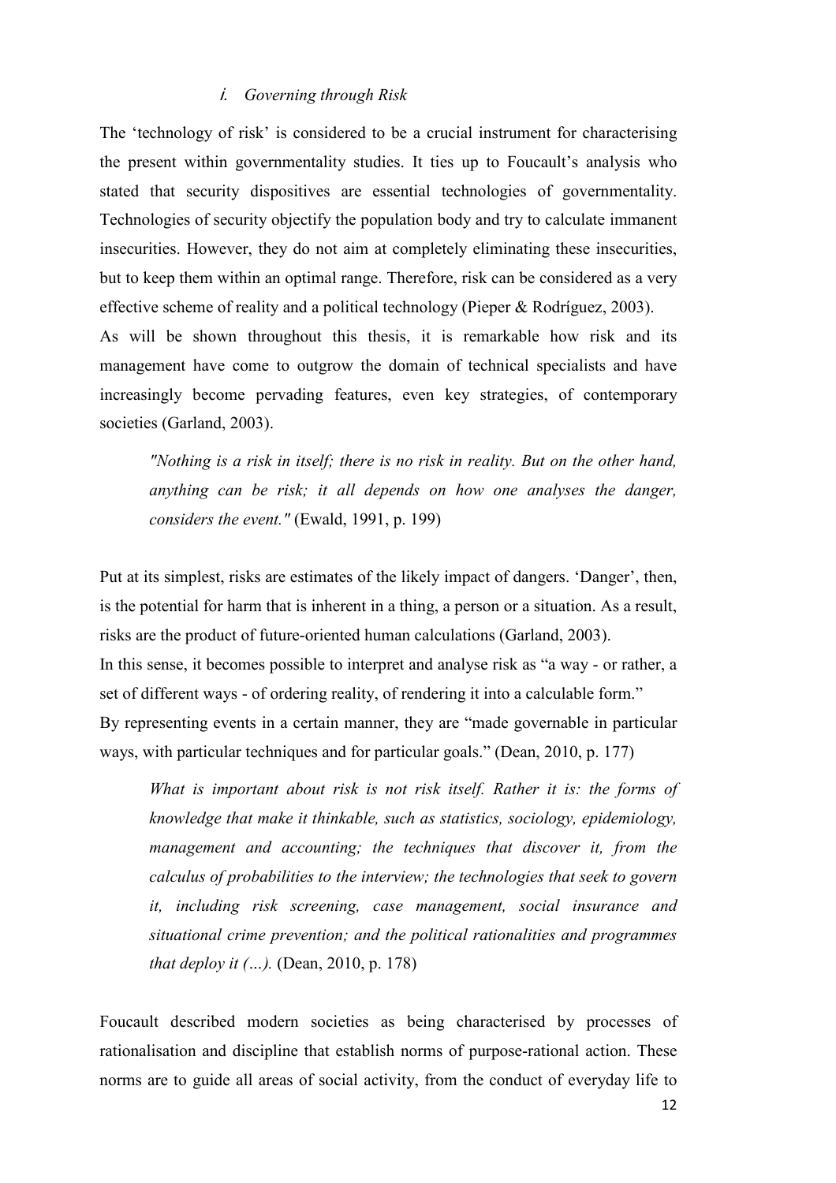### i. *Governing through Risk*

The 'technology of risk' is considered to be a crucial instrument for characterising the present within governmentality studies. It ties up to Foucault's analysis who stated that security dispositives are essential technologies of governmentality. Technologies of security objectify the population body and try to calculate immanent insecurities. However, they do not aim at completely eliminating these insecurities, but to keep them within an optimal range. Therefore, risk can be considered as a very effective scheme of reality and a political technology (Pieper & Rodríguez, 2003).

As will be shown throughout this thesis, it is remarkable how risk and its management have come to outgrow the domain of technical specialists and have increasingly become pervading features, even key strategies, of contemporary societies (Garland, 2003).

> *"Nothing is a risk in itself; there is no risk in reality. But on the other hand, anything can be risk; it all depends on how one analyses the danger, considers the event."* (Ewald, 1991, p. 199)

Put at its simplest, risks are estimates of the likely impact of dangers. 'Danger', then, is the potential for harm that is inherent in a thing, a person or a situation. As a result, risks are the product of future-oriented human calculations (Garland, 2003).

In this sense, it becomes possible to interpret and analyse risk as "a way - or rather, a set of different ways - of ordering reality, of rendering it into a calculable form."

By representing events in a certain manner, they are "made governable in particular ways, with particular techniques and for particular goals." (Dean, 2010, p. 177)

> *What is important about risk is not risk itself. Rather it is: the forms of knowledge that make it thinkable, such as statistics, sociology, epidemiology, management and accounting; the techniques that discover it, from the calculus of probabilities to the interview; the technologies that seek to govern it, including risk screening, case management, social insurance and situational crime prevention; and the political rationalities and programmes that deploy it (…).* (Dean, 2010, p. 178)

Foucault described modern societies as being characterised by processes of rationalisation and discipline that establish norms of purpose-rational action. These norms are to guide all areas of social activity, from the conduct of everyday life to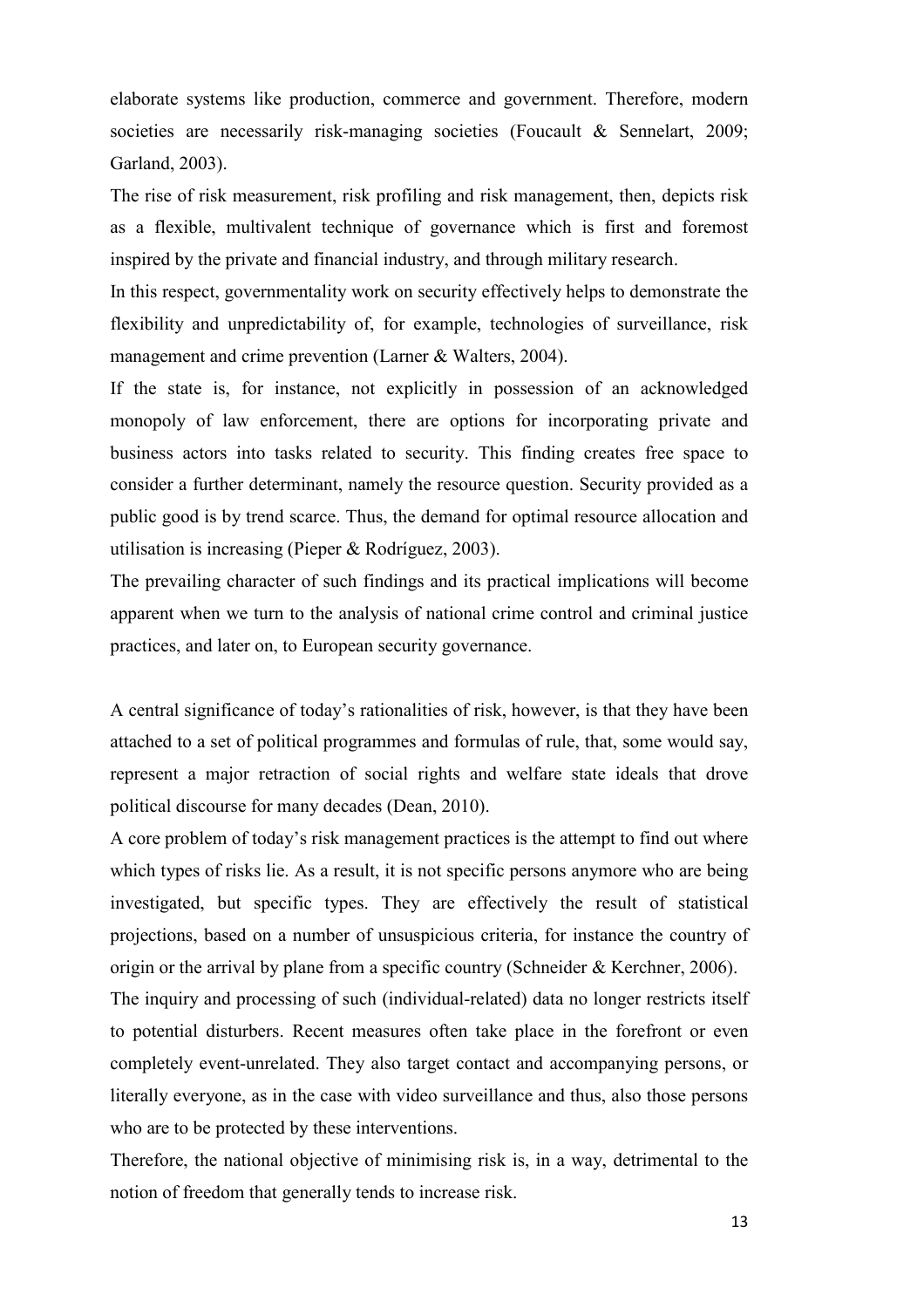elaborate systems like production, commerce and government. Therefore, modern societies are necessarily risk-managing societies (Foucault & Sennelart, 2009; Garland, 2003).

The rise of risk measurement, risk profiling and risk management, then, depicts risk as a flexible, multivalent technique of governance which is first and foremost inspired by the private and financial industry, and through military research.

In this respect, governmentality work on security effectively helps to demonstrate the flexibility and unpredictability of, for example, technologies of surveillance, risk management and crime prevention (Larner & Walters, 2004).

If the state is, for instance, not explicitly in possession of an acknowledged monopoly of law enforcement, there are options for incorporating private and business actors into tasks related to security. This finding creates free space to consider a further determinant, namely the resource question. Security provided as a public good is by trend scarce. Thus, the demand for optimal resource allocation and utilisation is increasing (Pieper & Rodríguez, 2003).

The prevailing character of such findings and its practical implications will become apparent when we turn to the analysis of national crime control and criminal justice practices, and later on, to European security governance.

A central significance of today's rationalities of risk, however, is that they have been attached to a set of political programmes and formulas of rule, that, some would say, represent a major retraction of social rights and welfare state ideals that drove political discourse for many decades (Dean, 2010).

A core problem of today's risk management practices is the attempt to find out where which types of risks lie. As a result, it is not specific persons anymore who are being investigated, but specific types. They are effectively the result of statistical projections, based on a number of unsuspicious criteria, for instance the country of origin or the arrival by plane from a specific country (Schneider & Kerchner, 2006).

The inquiry and processing of such (individual-related) data no longer restricts itself to potential disturbers. Recent measures often take place in the forefront or even completely event-unrelated. They also target contact and accompanying persons, or literally everyone, as in the case with video surveillance and thus, also those persons who are to be protected by these interventions.

Therefore, the national objective of minimising risk is, in a way, detrimental to the notion of freedom that generally tends to increase risk.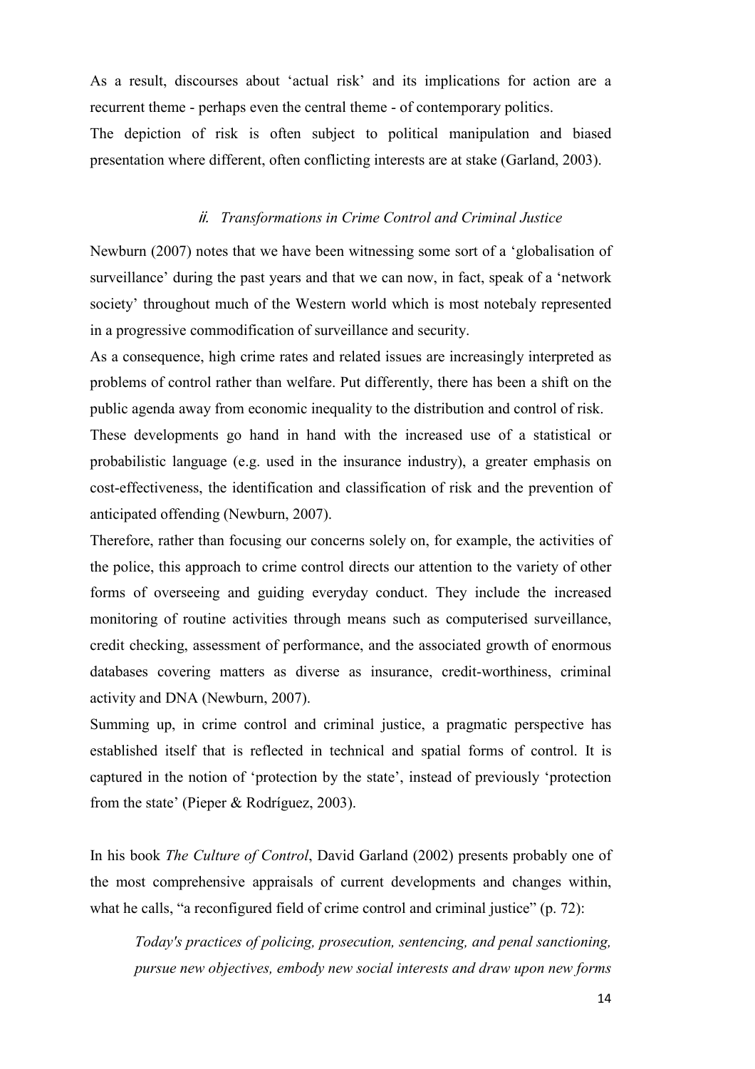As a result, discourses about 'actual risk' and its implications for action are a recurrent theme - perhaps even the central theme - of contemporary politics.
The depiction of risk is often subject to political manipulation and biased presentation where different, often conflicting interests are at stake (Garland, 2003).

### *ii. Transformations in Crime Control and Criminal Justice*

Newburn (2007) notes that we have been witnessing some sort of a 'globalisation of surveillance' during the past years and that we can now, in fact, speak of a 'network society' throughout much of the Western world which is most notebaly represented in a progressive commodification of surveillance and security.
As a consequence, high crime rates and related issues are increasingly interpreted as problems of control rather than welfare. Put differently, there has been a shift on the public agenda away from economic inequality to the distribution and control of risk.
These developments go hand in hand with the increased use of a statistical or probabilistic language (e.g. used in the insurance industry), a greater emphasis on cost-effectiveness, the identification and classification of risk and the prevention of anticipated offending (Newburn, 2007).
Therefore, rather than focusing our concerns solely on, for example, the activities of the police, this approach to crime control directs our attention to the variety of other forms of overseeing and guiding everyday conduct. They include the increased monitoring of routine activities through means such as computerised surveillance, credit checking, assessment of performance, and the associated growth of enormous databases covering matters as diverse as insurance, credit-worthiness, criminal activity and DNA (Newburn, 2007).
Summing up, in crime control and criminal justice, a pragmatic perspective has established itself that is reflected in technical and spatial forms of control. It is captured in the notion of 'protection by the state', instead of previously 'protection from the state' (Pieper & Rodríguez, 2003).

In his book *The Culture of Control*, David Garland (2002) presents probably one of the most comprehensive appraisals of current developments and changes within, what he calls, "a reconfigured field of crime control and criminal justice" (p. 72):

> *Today's practices of policing, prosecution, sentencing, and penal sanctioning, pursue new objectives, embody new social interests and draw upon new forms*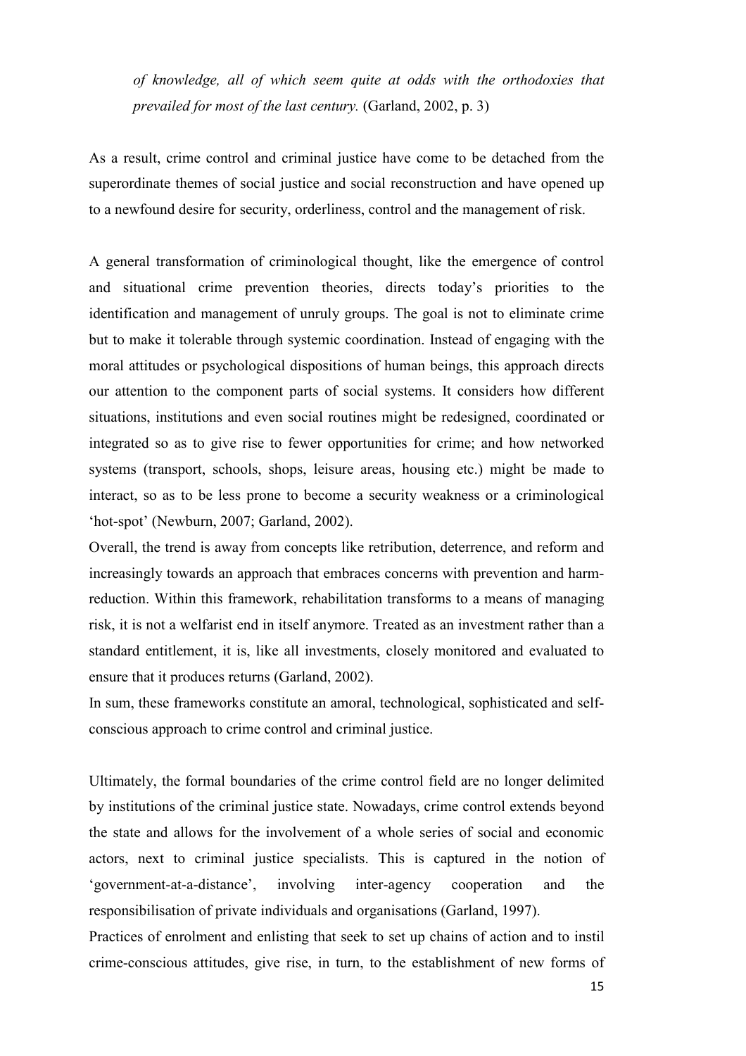*of knowledge, all of which seem quite at odds with the orthodoxies that prevailed for most of the last century.* (Garland, 2002, p. 3)

As a result, crime control and criminal justice have come to be detached from the superordinate themes of social justice and social reconstruction and have opened up to a newfound desire for security, orderliness, control and the management of risk.

A general transformation of criminological thought, like the emergence of control and situational crime prevention theories, directs today's priorities to the identification and management of unruly groups. The goal is not to eliminate crime but to make it tolerable through systemic coordination. Instead of engaging with the moral attitudes or psychological dispositions of human beings, this approach directs our attention to the component parts of social systems. It considers how different situations, institutions and even social routines might be redesigned, coordinated or integrated so as to give rise to fewer opportunities for crime; and how networked systems (transport, schools, shops, leisure areas, housing etc.) might be made to interact, so as to be less prone to become a security weakness or a criminological 'hot-spot' (Newburn, 2007; Garland, 2002).

Overall, the trend is away from concepts like retribution, deterrence, and reform and increasingly towards an approach that embraces concerns with prevention and harm-reduction. Within this framework, rehabilitation transforms to a means of managing risk, it is not a welfarist end in itself anymore. Treated as an investment rather than a standard entitlement, it is, like all investments, closely monitored and evaluated to ensure that it produces returns (Garland, 2002).

In sum, these frameworks constitute an amoral, technological, sophisticated and self-conscious approach to crime control and criminal justice.

Ultimately, the formal boundaries of the crime control field are no longer delimited by institutions of the criminal justice state. Nowadays, crime control extends beyond the state and allows for the involvement of a whole series of social and economic actors, next to criminal justice specialists. This is captured in the notion of 'government-at-a-distance', involving inter-agency cooperation and the responsibilisation of private individuals and organisations (Garland, 1997).

Practices of enrolment and enlisting that seek to set up chains of action and to instil crime-conscious attitudes, give rise, in turn, to the establishment of new forms of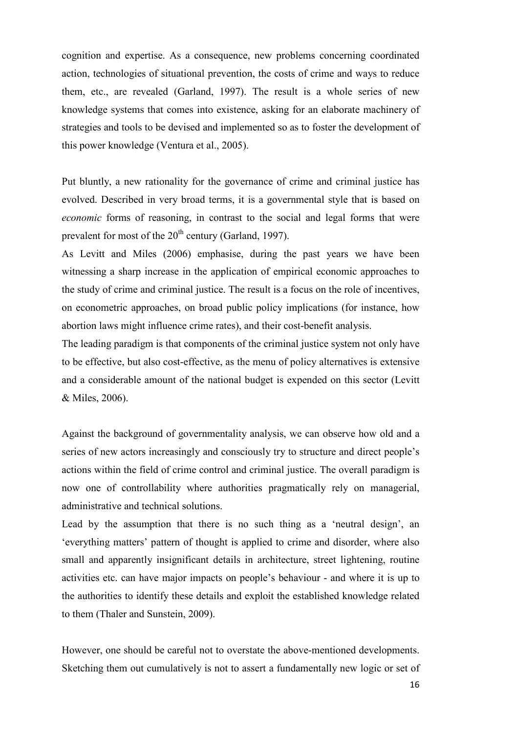cognition and expertise. As a consequence, new problems concerning coordinated action, technologies of situational prevention, the costs of crime and ways to reduce them, etc., are revealed (Garland, 1997). The result is a whole series of new knowledge systems that comes into existence, asking for an elaborate machinery of strategies and tools to be devised and implemented so as to foster the development of this power knowledge (Ventura et al., 2005).

Put bluntly, a new rationality for the governance of crime and criminal justice has evolved. Described in very broad terms, it is a governmental style that is based on *economic* forms of reasoning, in contrast to the social and legal forms that were prevalent for most of the 20th century (Garland, 1997).

As Levitt and Miles (2006) emphasise, during the past years we have been witnessing a sharp increase in the application of empirical economic approaches to the study of crime and criminal justice. The result is a focus on the role of incentives, on econometric approaches, on broad public policy implications (for instance, how abortion laws might influence crime rates), and their cost-benefit analysis.

The leading paradigm is that components of the criminal justice system not only have to be effective, but also cost-effective, as the menu of policy alternatives is extensive and a considerable amount of the national budget is expended on this sector (Levitt & Miles, 2006).

Against the background of governmentality analysis, we can observe how old and a series of new actors increasingly and consciously try to structure and direct people's actions within the field of crime control and criminal justice. The overall paradigm is now one of controllability where authorities pragmatically rely on managerial, administrative and technical solutions.

Lead by the assumption that there is no such thing as a 'neutral design', an 'everything matters' pattern of thought is applied to crime and disorder, where also small and apparently insignificant details in architecture, street lightening, routine activities etc. can have major impacts on people's behaviour - and where it is up to the authorities to identify these details and exploit the established knowledge related to them (Thaler and Sunstein, 2009).

However, one should be careful not to overstate the above-mentioned developments. Sketching them out cumulatively is not to assert a fundamentally new logic or set of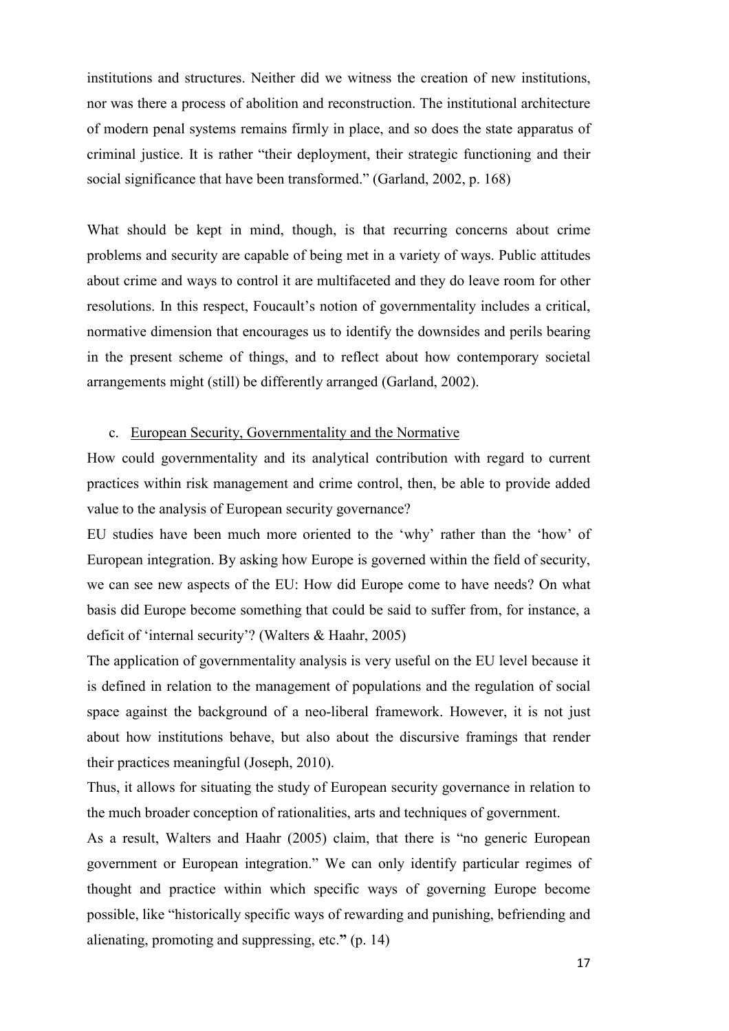institutions and structures. Neither did we witness the creation of new institutions, nor was there a process of abolition and reconstruction. The institutional architecture of modern penal systems remains firmly in place, and so does the state apparatus of criminal justice. It is rather "their deployment, their strategic functioning and their social significance that have been transformed." (Garland, 2002, p. 168)

What should be kept in mind, though, is that recurring concerns about crime problems and security are capable of being met in a variety of ways. Public attitudes about crime and ways to control it are multifaceted and they do leave room for other resolutions. In this respect, Foucault's notion of governmentality includes a critical, normative dimension that encourages us to identify the downsides and perils bearing in the present scheme of things, and to reflect about how contemporary societal arrangements might (still) be differently arranged (Garland, 2002).

### c. European Security, Governmentality and the Normative

How could governmentality and its analytical contribution with regard to current practices within risk management and crime control, then, be able to provide added value to the analysis of European security governance?

EU studies have been much more oriented to the 'why' rather than the 'how' of European integration. By asking how Europe is governed within the field of security, we can see new aspects of the EU: How did Europe come to have needs? On what basis did Europe become something that could be said to suffer from, for instance, a deficit of 'internal security'? (Walters & Haahr, 2005)

The application of governmentality analysis is very useful on the EU level because it is defined in relation to the management of populations and the regulation of social space against the background of a neo-liberal framework. However, it is not just about how institutions behave, but also about the discursive framings that render their practices meaningful (Joseph, 2010).

Thus, it allows for situating the study of European security governance in relation to the much broader conception of rationalities, arts and techniques of government.

As a result, Walters and Haahr (2005) claim, that there is "no generic European government or European integration." We can only identify particular regimes of thought and practice within which specific ways of governing Europe become possible, like "historically specific ways of rewarding and punishing, befriending and alienating, promoting and suppressing, etc.**"** (p. 14)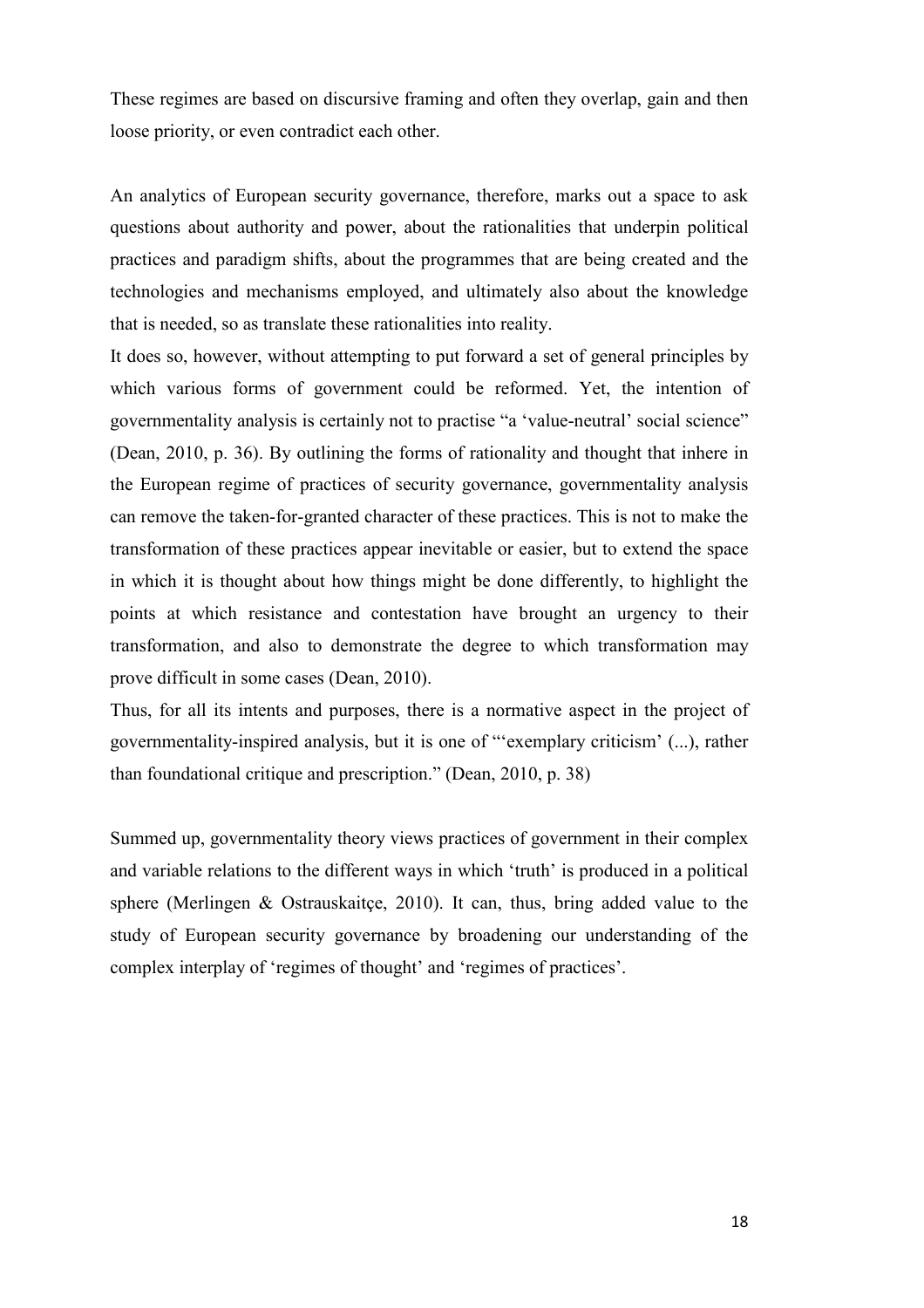These regimes are based on discursive framing and often they overlap, gain and then loose priority, or even contradict each other.

An analytics of European security governance, therefore, marks out a space to ask questions about authority and power, about the rationalities that underpin political practices and paradigm shifts, about the programmes that are being created and the technologies and mechanisms employed, and ultimately also about the knowledge that is needed, so as translate these rationalities into reality.

It does so, however, without attempting to put forward a set of general principles by which various forms of government could be reformed. Yet, the intention of governmentality analysis is certainly not to practise "a 'value-neutral' social science" (Dean, 2010, p. 36). By outlining the forms of rationality and thought that inhere in the European regime of practices of security governance, governmentality analysis can remove the taken-for-granted character of these practices. This is not to make the transformation of these practices appear inevitable or easier, but to extend the space in which it is thought about how things might be done differently, to highlight the points at which resistance and contestation have brought an urgency to their transformation, and also to demonstrate the degree to which transformation may prove difficult in some cases (Dean, 2010).

Thus, for all its intents and purposes, there is a normative aspect in the project of governmentality-inspired analysis, but it is one of "'exemplary criticism' (...), rather than foundational critique and prescription." (Dean, 2010, p. 38)

Summed up, governmentality theory views practices of government in their complex and variable relations to the different ways in which 'truth' is produced in a political sphere (Merlingen & Ostrauskaitçe, 2010). It can, thus, bring added value to the study of European security governance by broadening our understanding of the complex interplay of 'regimes of thought' and 'regimes of practices'.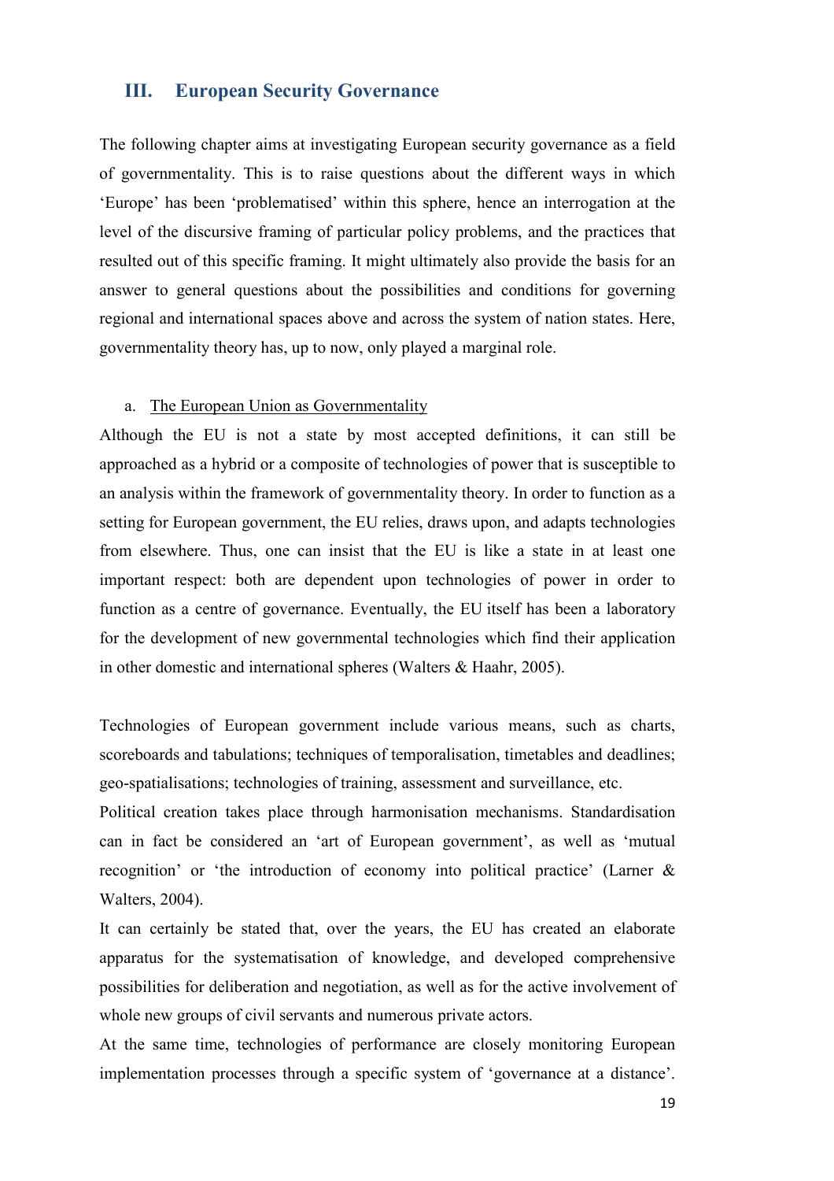## III. European Security Governance

The following chapter aims at investigating European security governance as a field of governmentality. This is to raise questions about the different ways in which 'Europe' has been 'problematised' within this sphere, hence an interrogation at the level of the discursive framing of particular policy problems, and the practices that resulted out of this specific framing. It might ultimately also provide the basis for an answer to general questions about the possibilities and conditions for governing regional and international spaces above and across the system of nation states. Here, governmentality theory has, up to now, only played a marginal role.

### a. The European Union as Governmentality

Although the EU is not a state by most accepted definitions, it can still be approached as a hybrid or a composite of technologies of power that is susceptible to an analysis within the framework of governmentality theory. In order to function as a setting for European government, the EU relies, draws upon, and adapts technologies from elsewhere. Thus, one can insist that the EU is like a state in at least one important respect: both are dependent upon technologies of power in order to function as a centre of governance. Eventually, the EU itself has been a laboratory for the development of new governmental technologies which find their application in other domestic and international spheres (Walters & Haahr, 2005).

Technologies of European government include various means, such as charts, scoreboards and tabulations; techniques of temporalisation, timetables and deadlines; geo-spatialisations; technologies of training, assessment and surveillance, etc.

Political creation takes place through harmonisation mechanisms. Standardisation can in fact be considered an 'art of European government', as well as 'mutual recognition' or 'the introduction of economy into political practice' (Larner & Walters, 2004).

It can certainly be stated that, over the years, the EU has created an elaborate apparatus for the systematisation of knowledge, and developed comprehensive possibilities for deliberation and negotiation, as well as for the active involvement of whole new groups of civil servants and numerous private actors.

At the same time, technologies of performance are closely monitoring European implementation processes through a specific system of 'governance at a distance'.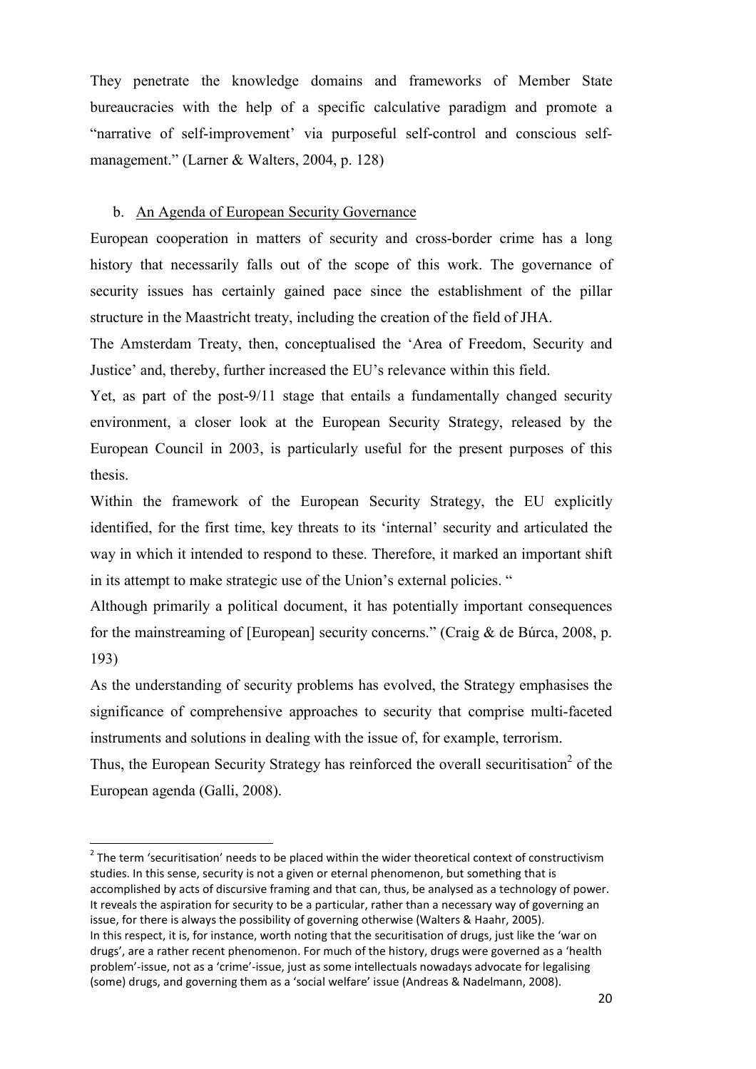They penetrate the knowledge domains and frameworks of Member State bureaucracies with the help of a specific calculative paradigm and promote a "narrative of self-improvement' via purposeful self-control and conscious self-management." (Larner & Walters, 2004, p. 128)

### b. An Agenda of European Security Governance

European cooperation in matters of security and cross-border crime has a long history that necessarily falls out of the scope of this work. The governance of security issues has certainly gained pace since the establishment of the pillar structure in the Maastricht treaty, including the creation of the field of JHA.

The Amsterdam Treaty, then, conceptualised the 'Area of Freedom, Security and Justice' and, thereby, further increased the EU's relevance within this field.

Yet, as part of the post-9/11 stage that entails a fundamentally changed security environment, a closer look at the European Security Strategy, released by the European Council in 2003, is particularly useful for the present purposes of this thesis.

Within the framework of the European Security Strategy, the EU explicitly identified, for the first time, key threats to its 'internal' security and articulated the way in which it intended to respond to these. Therefore, it marked an important shift in its attempt to make strategic use of the Union's external policies. "

Although primarily a political document, it has potentially important consequences for the mainstreaming of [European] security concerns." (Craig & de Búrca, 2008, p. 193)

As the understanding of security problems has evolved, the Strategy emphasises the significance of comprehensive approaches to security that comprise multi-faceted instruments and solutions in dealing with the issue of, for example, terrorism.

Thus, the European Security Strategy has reinforced the overall securitisation[2] of the European agenda (Galli, 2008).

---

[2] The term 'securitisation' needs to be placed within the wider theoretical context of constructivism studies. In this sense, security is not a given or eternal phenomenon, but something that is accomplished by acts of discursive framing and that can, thus, be analysed as a technology of power. It reveals the aspiration for security to be a particular, rather than a necessary way of governing an issue, for there is always the possibility of governing otherwise (Walters & Haahr, 2005).
In this respect, it is, for instance, worth noting that the securitisation of drugs, just like the 'war on drugs', are a rather recent phenomenon. For much of the history, drugs were governed as a 'health problem'-issue, not as a 'crime'-issue, just as some intellectuals nowadays advocate for legalising (some) drugs, and governing them as a 'social welfare' issue (Andreas & Nadelmann, 2008).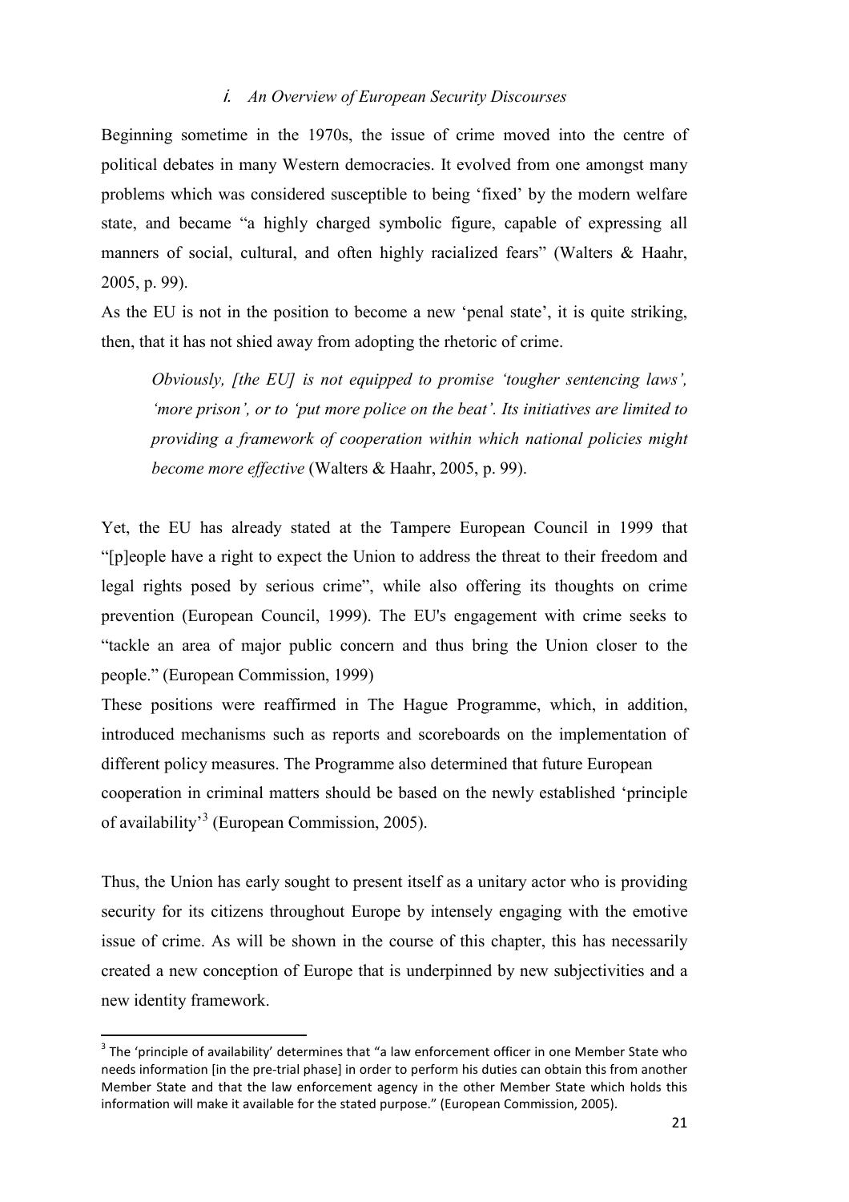### *i. An Overview of European Security Discourses*

Beginning sometime in the 1970s, the issue of crime moved into the centre of political debates in many Western democracies. It evolved from one amongst many problems which was considered susceptible to being 'fixed' by the modern welfare state, and became "a highly charged symbolic figure, capable of expressing all manners of social, cultural, and often highly racialized fears" (Walters & Haahr, 2005, p. 99).

As the EU is not in the position to become a new 'penal state', it is quite striking, then, that it has not shied away from adopting the rhetoric of crime.

> *Obviously, [the EU] is not equipped to promise 'tougher sentencing laws', 'more prison', or to 'put more police on the beat'. Its initiatives are limited to providing a framework of cooperation within which national policies might become more effective* (Walters & Haahr, 2005, p. 99).

Yet, the EU has already stated at the Tampere European Council in 1999 that "[p]eople have a right to expect the Union to address the threat to their freedom and legal rights posed by serious crime", while also offering its thoughts on crime prevention (European Council, 1999). The EU's engagement with crime seeks to "tackle an area of major public concern and thus bring the Union closer to the people." (European Commission, 1999)

These positions were reaffirmed in The Hague Programme, which, in addition, introduced mechanisms such as reports and scoreboards on the implementation of different policy measures. The Programme also determined that future European cooperation in criminal matters should be based on the newly established 'principle of availability'[3] (European Commission, 2005).

Thus, the Union has early sought to present itself as a unitary actor who is providing security for its citizens throughout Europe by intensely engaging with the emotive issue of crime. As will be shown in the course of this chapter, this has necessarily created a new conception of Europe that is underpinned by new subjectivities and a new identity framework.

---

[3] The 'principle of availability' determines that "a law enforcement officer in one Member State who needs information [in the pre-trial phase] in order to perform his duties can obtain this from another Member State and that the law enforcement agency in the other Member State which holds this information will make it available for the stated purpose." (European Commission, 2005).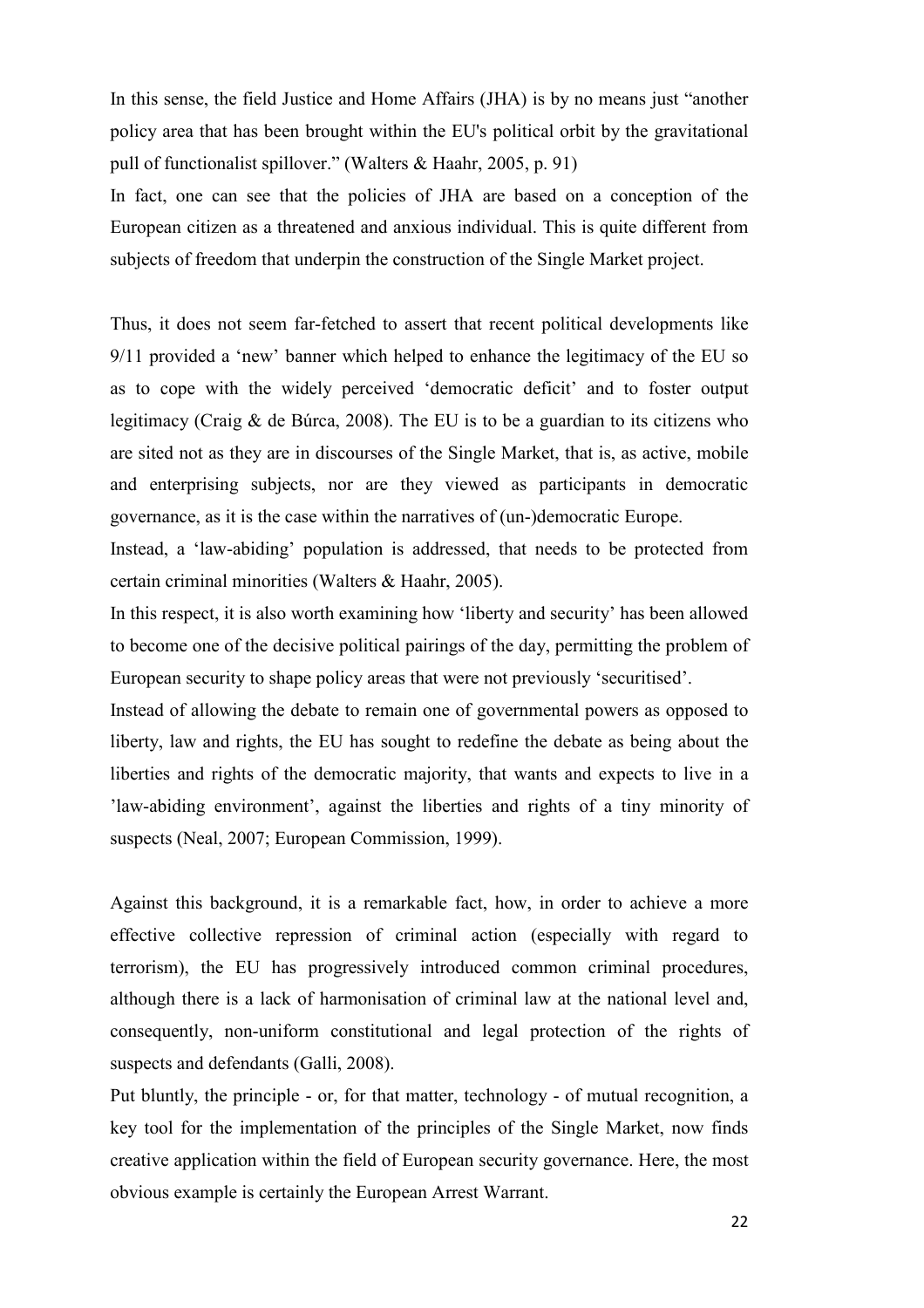In this sense, the field Justice and Home Affairs (JHA) is by no means just "another policy area that has been brought within the EU's political orbit by the gravitational pull of functionalist spillover." (Walters & Haahr, 2005, p. 91)

In fact, one can see that the policies of JHA are based on a conception of the European citizen as a threatened and anxious individual. This is quite different from subjects of freedom that underpin the construction of the Single Market project.

Thus, it does not seem far-fetched to assert that recent political developments like 9/11 provided a 'new' banner which helped to enhance the legitimacy of the EU so as to cope with the widely perceived 'democratic deficit' and to foster output legitimacy (Craig & de Búrca, 2008). The EU is to be a guardian to its citizens who are sited not as they are in discourses of the Single Market, that is, as active, mobile and enterprising subjects, nor are they viewed as participants in democratic governance, as it is the case within the narratives of (un-)democratic Europe.

Instead, a 'law-abiding' population is addressed, that needs to be protected from certain criminal minorities (Walters & Haahr, 2005).

In this respect, it is also worth examining how 'liberty and security' has been allowed to become one of the decisive political pairings of the day, permitting the problem of European security to shape policy areas that were not previously 'securitised'.

Instead of allowing the debate to remain one of governmental powers as opposed to liberty, law and rights, the EU has sought to redefine the debate as being about the liberties and rights of the democratic majority, that wants and expects to live in a 'law-abiding environment', against the liberties and rights of a tiny minority of suspects (Neal, 2007; European Commission, 1999).

Against this background, it is a remarkable fact, how, in order to achieve a more effective collective repression of criminal action (especially with regard to terrorism), the EU has progressively introduced common criminal procedures, although there is a lack of harmonisation of criminal law at the national level and, consequently, non-uniform constitutional and legal protection of the rights of suspects and defendants (Galli, 2008).

Put bluntly, the principle - or, for that matter, technology - of mutual recognition, a key tool for the implementation of the principles of the Single Market, now finds creative application within the field of European security governance. Here, the most obvious example is certainly the European Arrest Warrant.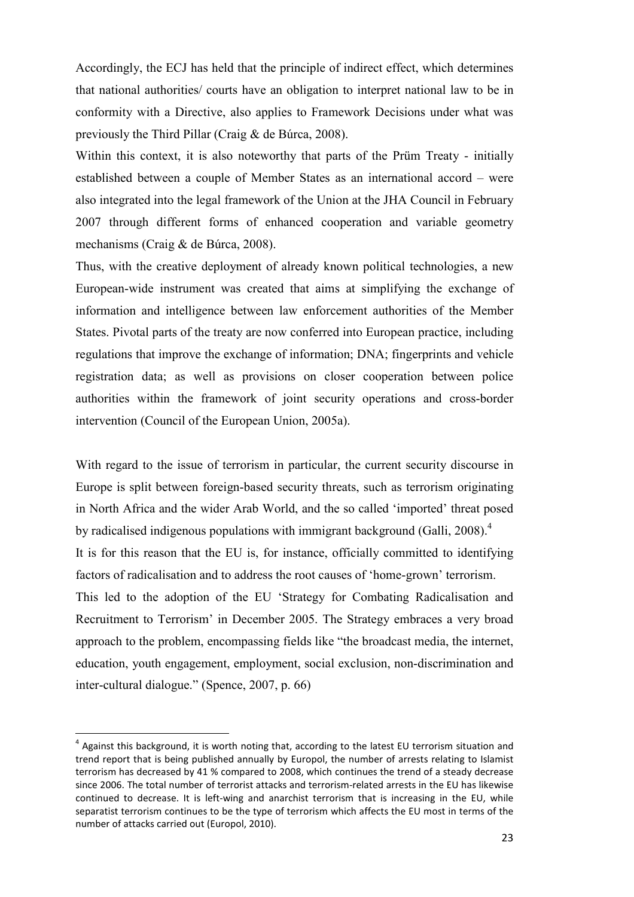Accordingly, the ECJ has held that the principle of indirect effect, which determines that national authorities/ courts have an obligation to interpret national law to be in conformity with a Directive, also applies to Framework Decisions under what was previously the Third Pillar (Craig & de Búrca, 2008).

Within this context, it is also noteworthy that parts of the Prüm Treaty - initially established between a couple of Member States as an international accord – were also integrated into the legal framework of the Union at the JHA Council in February 2007 through different forms of enhanced cooperation and variable geometry mechanisms (Craig & de Búrca, 2008).

Thus, with the creative deployment of already known political technologies, a new European-wide instrument was created that aims at simplifying the exchange of information and intelligence between law enforcement authorities of the Member States. Pivotal parts of the treaty are now conferred into European practice, including regulations that improve the exchange of information; DNA; fingerprints and vehicle registration data; as well as provisions on closer cooperation between police authorities within the framework of joint security operations and cross-border intervention (Council of the European Union, 2005a).

With regard to the issue of terrorism in particular, the current security discourse in Europe is split between foreign-based security threats, such as terrorism originating in North Africa and the wider Arab World, and the so called 'imported' threat posed by radicalised indigenous populations with immigrant background (Galli, 2008).[4]

It is for this reason that the EU is, for instance, officially committed to identifying factors of radicalisation and to address the root causes of 'home-grown' terrorism.

This led to the adoption of the EU 'Strategy for Combating Radicalisation and Recruitment to Terrorism' in December 2005. The Strategy embraces a very broad approach to the problem, encompassing fields like "the broadcast media, the internet, education, youth engagement, employment, social exclusion, non-discrimination and inter-cultural dialogue." (Spence, 2007, p. 66)

[4] Against this background, it is worth noting that, according to the latest EU terrorism situation and trend report that is being published annually by Europol, the number of arrests relating to Islamist terrorism has decreased by 41 % compared to 2008, which continues the trend of a steady decrease since 2006. The total number of terrorist attacks and terrorism-related arrests in the EU has likewise continued to decrease. It is left-wing and anarchist terrorism that is increasing in the EU, while separatist terrorism continues to be the type of terrorism which affects the EU most in terms of the number of attacks carried out (Europol, 2010).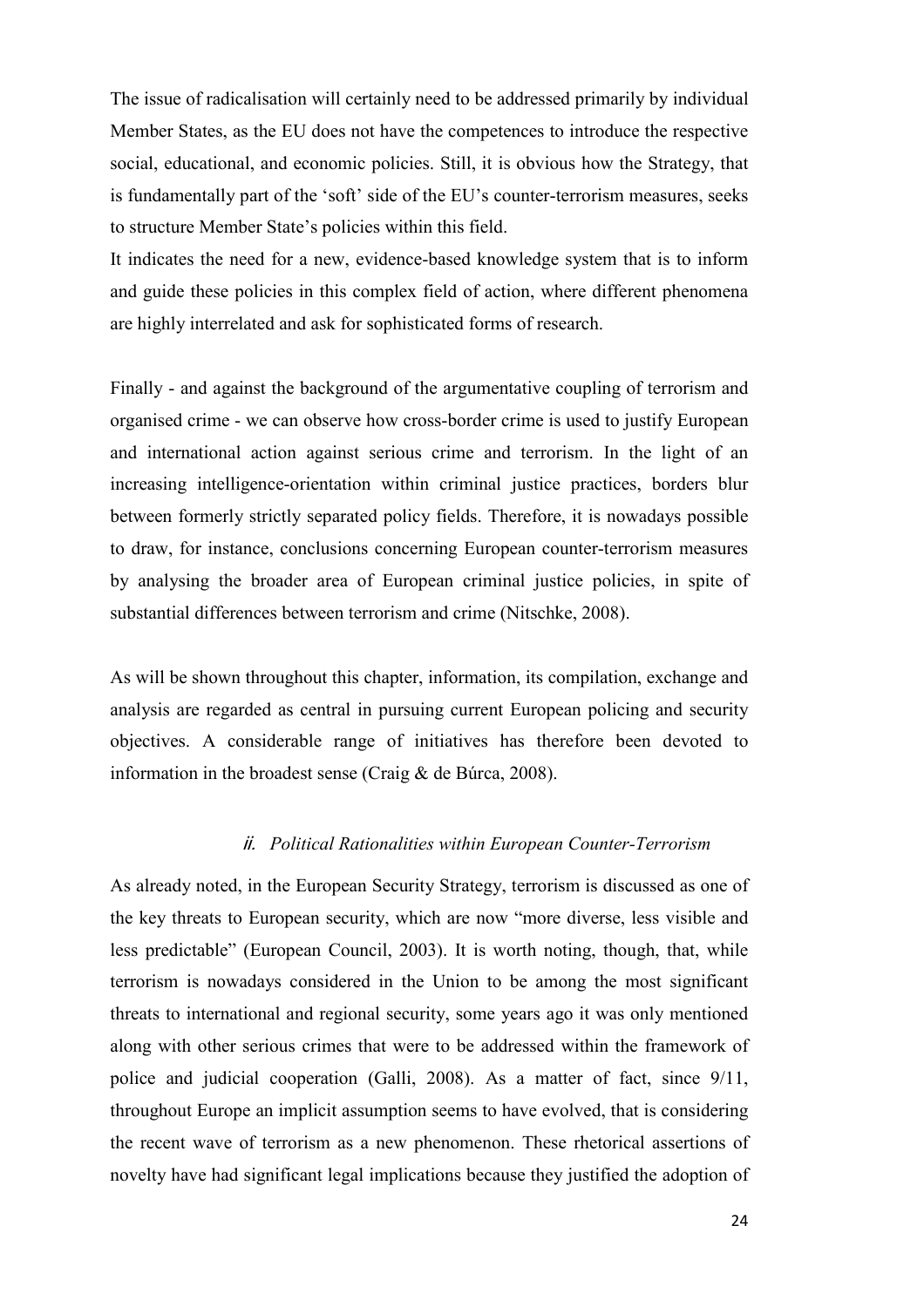The issue of radicalisation will certainly need to be addressed primarily by individual Member States, as the EU does not have the competences to introduce the respective social, educational, and economic policies. Still, it is obvious how the Strategy, that is fundamentally part of the 'soft' side of the EU's counter-terrorism measures, seeks to structure Member State's policies within this field.

It indicates the need for a new, evidence-based knowledge system that is to inform and guide these policies in this complex field of action, where different phenomena are highly interrelated and ask for sophisticated forms of research.

Finally - and against the background of the argumentative coupling of terrorism and organised crime - we can observe how cross-border crime is used to justify European and international action against serious crime and terrorism. In the light of an increasing intelligence-orientation within criminal justice practices, borders blur between formerly strictly separated policy fields. Therefore, it is nowadays possible to draw, for instance, conclusions concerning European counter-terrorism measures by analysing the broader area of European criminal justice policies, in spite of substantial differences between terrorism and crime (Nitschke, 2008).

As will be shown throughout this chapter, information, its compilation, exchange and analysis are regarded as central in pursuing current European policing and security objectives. A considerable range of initiatives has therefore been devoted to information in the broadest sense (Craig & de Búrca, 2008).

### *ii. Political Rationalities within European Counter-Terrorism*

As already noted, in the European Security Strategy, terrorism is discussed as one of the key threats to European security, which are now "more diverse, less visible and less predictable" (European Council, 2003). It is worth noting, though, that, while terrorism is nowadays considered in the Union to be among the most significant threats to international and regional security, some years ago it was only mentioned along with other serious crimes that were to be addressed within the framework of police and judicial cooperation (Galli, 2008). As a matter of fact, since 9/11, throughout Europe an implicit assumption seems to have evolved, that is considering the recent wave of terrorism as a new phenomenon. These rhetorical assertions of novelty have had significant legal implications because they justified the adoption of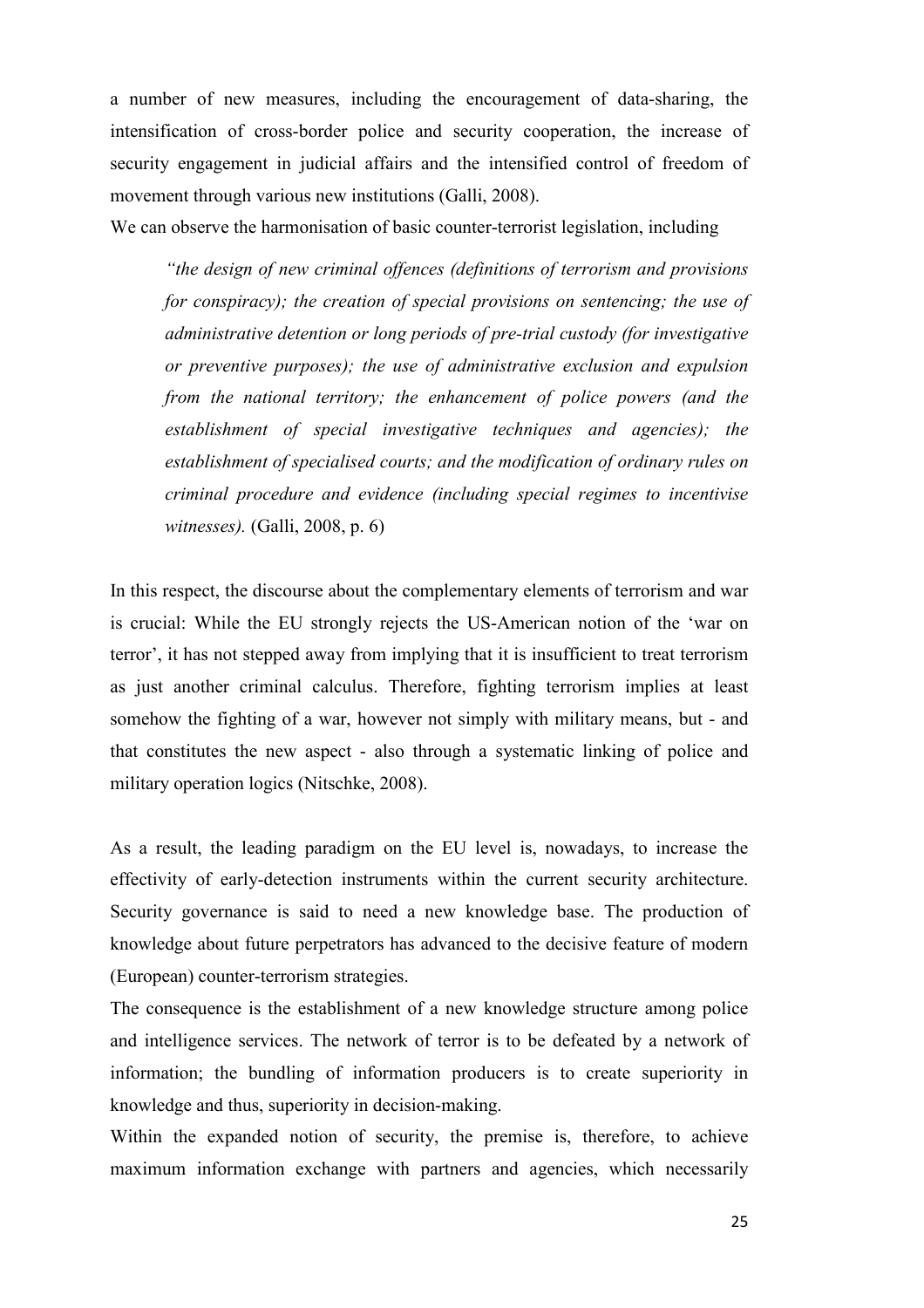a number of new measures, including the encouragement of data-sharing, the intensification of cross-border police and security cooperation, the increase of security engagement in judicial affairs and the intensified control of freedom of movement through various new institutions (Galli, 2008).

We can observe the harmonisation of basic counter-terrorist legislation, including

> *"the design of new criminal offences (definitions of terrorism and provisions for conspiracy); the creation of special provisions on sentencing; the use of administrative detention or long periods of pre-trial custody (for investigative or preventive purposes); the use of administrative exclusion and expulsion from the national territory; the enhancement of police powers (and the establishment of special investigative techniques and agencies); the establishment of specialised courts; and the modification of ordinary rules on criminal procedure and evidence (including special regimes to incentivise witnesses).* (Galli, 2008, p. 6)

In this respect, the discourse about the complementary elements of terrorism and war is crucial: While the EU strongly rejects the US-American notion of the 'war on terror', it has not stepped away from implying that it is insufficient to treat terrorism as just another criminal calculus. Therefore, fighting terrorism implies at least somehow the fighting of a war, however not simply with military means, but - and that constitutes the new aspect - also through a systematic linking of police and military operation logics (Nitschke, 2008).

As a result, the leading paradigm on the EU level is, nowadays, to increase the effectivity of early-detection instruments within the current security architecture. Security governance is said to need a new knowledge base. The production of knowledge about future perpetrators has advanced to the decisive feature of modern (European) counter-terrorism strategies.

The consequence is the establishment of a new knowledge structure among police and intelligence services. The network of terror is to be defeated by a network of information; the bundling of information producers is to create superiority in knowledge and thus, superiority in decision-making.

Within the expanded notion of security, the premise is, therefore, to achieve maximum information exchange with partners and agencies, which necessarily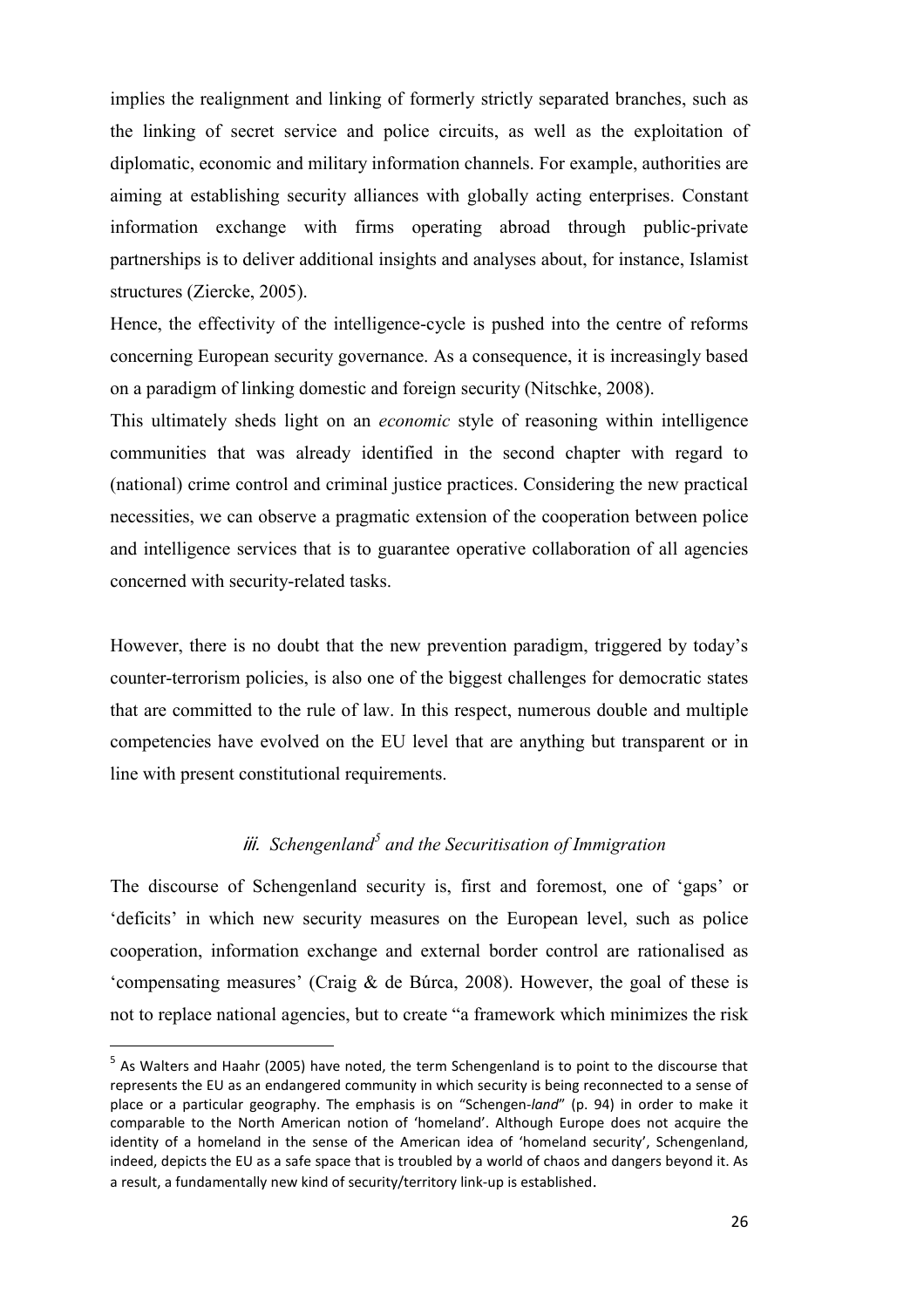implies the realignment and linking of formerly strictly separated branches, such as the linking of secret service and police circuits, as well as the exploitation of diplomatic, economic and military information channels. For example, authorities are aiming at establishing security alliances with globally acting enterprises. Constant information exchange with firms operating abroad through public-private partnerships is to deliver additional insights and analyses about, for instance, Islamist structures (Ziercke, 2005).

Hence, the effectivity of the intelligence-cycle is pushed into the centre of reforms concerning European security governance. As a consequence, it is increasingly based on a paradigm of linking domestic and foreign security (Nitschke, 2008).

This ultimately sheds light on an *economic* style of reasoning within intelligence communities that was already identified in the second chapter with regard to (national) crime control and criminal justice practices. Considering the new practical necessities, we can observe a pragmatic extension of the cooperation between police and intelligence services that is to guarantee operative collaboration of all agencies concerned with security-related tasks.

However, there is no doubt that the new prevention paradigm, triggered by today's counter-terrorism policies, is also one of the biggest challenges for democratic states that are committed to the rule of law. In this respect, numerous double and multiple competencies have evolved on the EU level that are anything but transparent or in line with present constitutional requirements.

### *iii. Schengenland[5] and the Securitisation of Immigration*

The discourse of Schengenland security is, first and foremost, one of 'gaps' or 'deficits' in which new security measures on the European level, such as police cooperation, information exchange and external border control are rationalised as 'compensating measures' (Craig & de Búrca, 2008). However, the goal of these is not to replace national agencies, but to create "a framework which minimizes the risk

---

[5] As Walters and Haahr (2005) have noted, the term Schengenland is to point to the discourse that represents the EU as an endangered community in which security is being reconnected to a sense of place or a particular geography. The emphasis is on "Schengen-*land*" (p. 94) in order to make it comparable to the North American notion of 'homeland'. Although Europe does not acquire the identity of a homeland in the sense of the American idea of 'homeland security', Schengenland, indeed, depicts the EU as a safe space that is troubled by a world of chaos and dangers beyond it. As a result, a fundamentally new kind of security/territory link-up is established.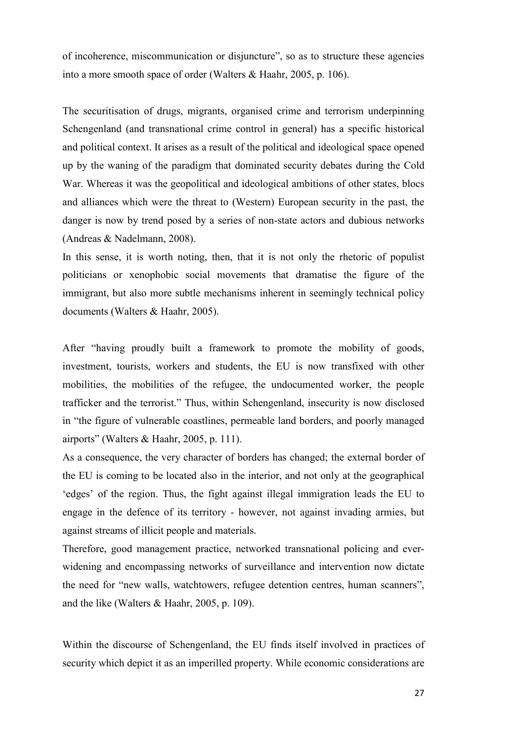of incoherence, miscommunication or disjuncture", so as to structure these agencies into a more smooth space of order (Walters & Haahr, 2005, p. 106).

The securitisation of drugs, migrants, organised crime and terrorism underpinning Schengenland (and transnational crime control in general) has a specific historical and political context. It arises as a result of the political and ideological space opened up by the waning of the paradigm that dominated security debates during the Cold War. Whereas it was the geopolitical and ideological ambitions of other states, blocs and alliances which were the threat to (Western) European security in the past, the danger is now by trend posed by a series of non-state actors and dubious networks (Andreas & Nadelmann, 2008).

In this sense, it is worth noting, then, that it is not only the rhetoric of populist politicians or xenophobic social movements that dramatise the figure of the immigrant, but also more subtle mechanisms inherent in seemingly technical policy documents (Walters & Haahr, 2005).

After "having proudly built a framework to promote the mobility of goods, investment, tourists, workers and students, the EU is now transfixed with other mobilities, the mobilities of the refugee, the undocumented worker, the people trafficker and the terrorist." Thus, within Schengenland, insecurity is now disclosed in "the figure of vulnerable coastlines, permeable land borders, and poorly managed airports" (Walters & Haahr, 2005, p. 111).

As a consequence, the very character of borders has changed; the external border of the EU is coming to be located also in the interior, and not only at the geographical 'edges' of the region. Thus, the fight against illegal immigration leads the EU to engage in the defence of its territory - however, not against invading armies, but against streams of illicit people and materials.

Therefore, good management practice, networked transnational policing and ever-widening and encompassing networks of surveillance and intervention now dictate the need for "new walls, watchtowers, refugee detention centres, human scanners", and the like (Walters & Haahr, 2005, p. 109).

Within the discourse of Schengenland, the EU finds itself involved in practices of security which depict it as an imperilled property. While economic considerations are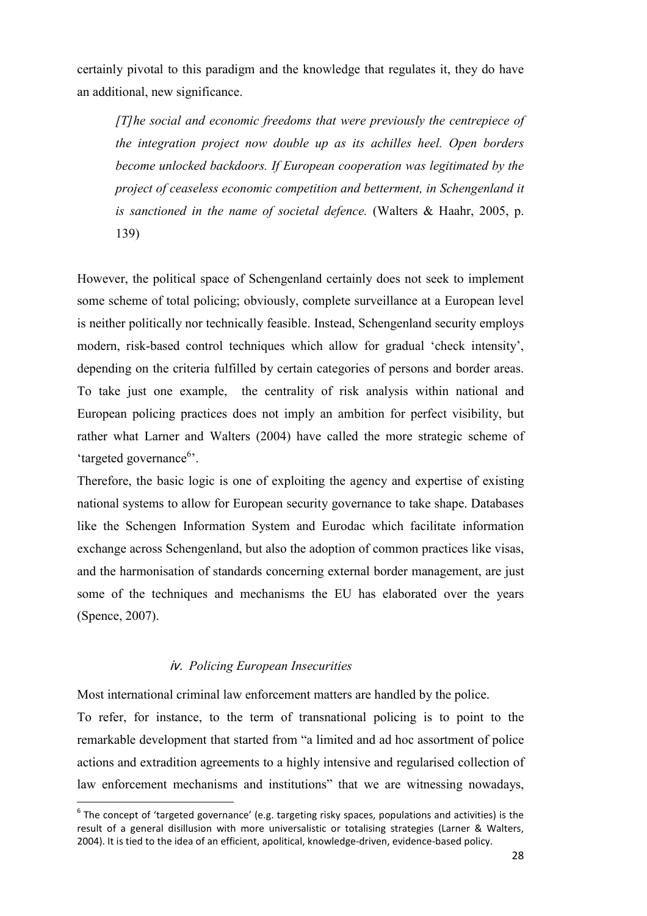certainly pivotal to this paradigm and the knowledge that regulates it, they do have an additional, new significance.

> *[T]he social and economic freedoms that were previously the centrepiece of the integration project now double up as its achilles heel. Open borders become unlocked backdoors. If European cooperation was legitimated by the project of ceaseless economic competition and betterment, in Schengenland it is sanctioned in the name of societal defence.* (Walters & Haahr, 2005, p. 139)

However, the political space of Schengenland certainly does not seek to implement some scheme of total policing; obviously, complete surveillance at a European level is neither politically nor technically feasible. Instead, Schengenland security employs modern, risk-based control techniques which allow for gradual 'check intensity', depending on the criteria fulfilled by certain categories of persons and border areas. To take just one example, the centrality of risk analysis within national and European policing practices does not imply an ambition for perfect visibility, but rather what Larner and Walters (2004) have called the more strategic scheme of 'targeted governance[6]'.

Therefore, the basic logic is one of exploiting the agency and expertise of existing national systems to allow for European security governance to take shape. Databases like the Schengen Information System and Eurodac which facilitate information exchange across Schengenland, but also the adoption of common practices like visas, and the harmonisation of standards concerning external border management, are just some of the techniques and mechanisms the EU has elaborated over the years (Spence, 2007).

### *iv. Policing European Insecurities*

Most international criminal law enforcement matters are handled by the police.

To refer, for instance, to the term of transnational policing is to point to the remarkable development that started from "a limited and ad hoc assortment of police actions and extradition agreements to a highly intensive and regularised collection of law enforcement mechanisms and institutions" that we are witnessing nowadays,

---

[6] The concept of 'targeted governance' (e.g. targeting risky spaces, populations and activities) is the result of a general disillusion with more universalistic or totalising strategies (Larner & Walters, 2004). It is tied to the idea of an efficient, apolitical, knowledge-driven, evidence-based policy.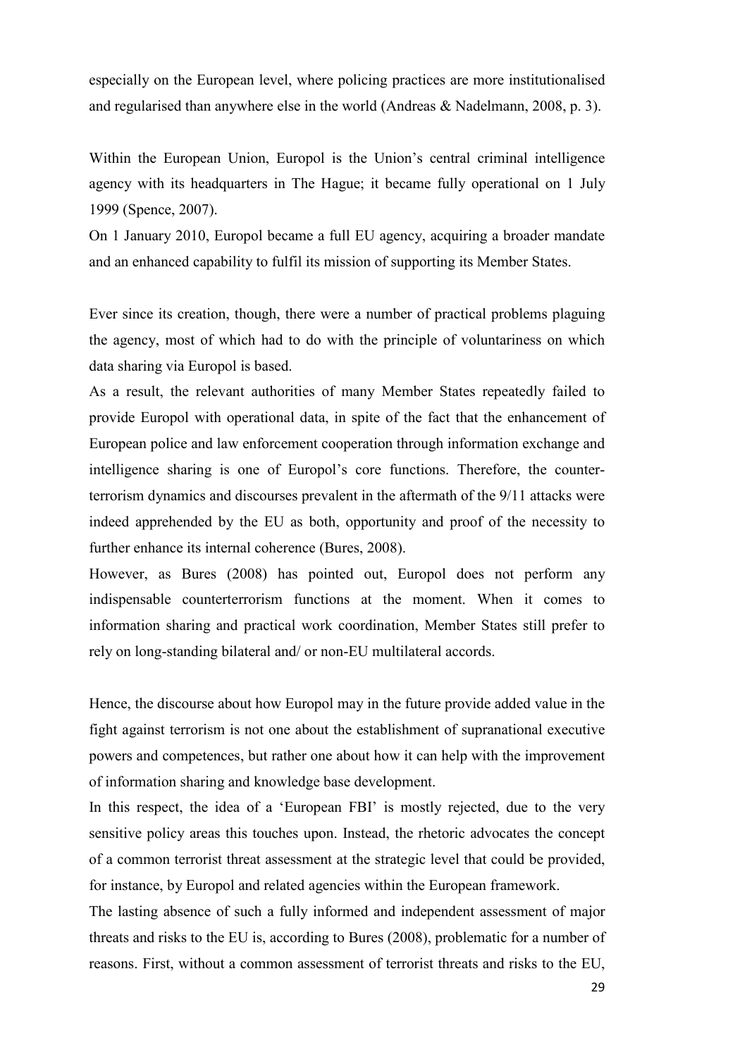especially on the European level, where policing practices are more institutionalised and regularised than anywhere else in the world (Andreas & Nadelmann, 2008, p. 3).

Within the European Union, Europol is the Union's central criminal intelligence agency with its headquarters in The Hague; it became fully operational on 1 July 1999 (Spence, 2007).
On 1 January 2010, Europol became a full EU agency, acquiring a broader mandate and an enhanced capability to fulfil its mission of supporting its Member States.

Ever since its creation, though, there were a number of practical problems plaguing the agency, most of which had to do with the principle of voluntariness on which data sharing via Europol is based.
As a result, the relevant authorities of many Member States repeatedly failed to provide Europol with operational data, in spite of the fact that the enhancement of European police and law enforcement cooperation through information exchange and intelligence sharing is one of Europol's core functions. Therefore, the counter-terrorism dynamics and discourses prevalent in the aftermath of the 9/11 attacks were indeed apprehended by the EU as both, opportunity and proof of the necessity to further enhance its internal coherence (Bures, 2008).
However, as Bures (2008) has pointed out, Europol does not perform any indispensable counterterrorism functions at the moment. When it comes to information sharing and practical work coordination, Member States still prefer to rely on long-standing bilateral and/ or non-EU multilateral accords.

Hence, the discourse about how Europol may in the future provide added value in the fight against terrorism is not one about the establishment of supranational executive powers and competences, but rather one about how it can help with the improvement of information sharing and knowledge base development.
In this respect, the idea of a 'European FBI' is mostly rejected, due to the very sensitive policy areas this touches upon. Instead, the rhetoric advocates the concept of a common terrorist threat assessment at the strategic level that could be provided, for instance, by Europol and related agencies within the European framework.
The lasting absence of such a fully informed and independent assessment of major threats and risks to the EU is, according to Bures (2008), problematic for a number of reasons. First, without a common assessment of terrorist threats and risks to the EU,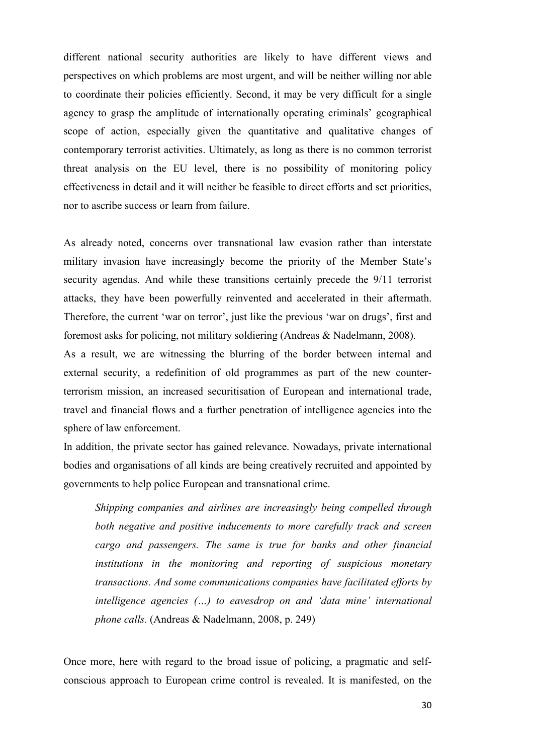different national security authorities are likely to have different views and perspectives on which problems are most urgent, and will be neither willing nor able to coordinate their policies efficiently. Second, it may be very difficult for a single agency to grasp the amplitude of internationally operating criminals' geographical scope of action, especially given the quantitative and qualitative changes of contemporary terrorist activities. Ultimately, as long as there is no common terrorist threat analysis on the EU level, there is no possibility of monitoring policy effectiveness in detail and it will neither be feasible to direct efforts and set priorities, nor to ascribe success or learn from failure.

As already noted, concerns over transnational law evasion rather than interstate military invasion have increasingly become the priority of the Member State's security agendas. And while these transitions certainly precede the 9/11 terrorist attacks, they have been powerfully reinvented and accelerated in their aftermath. Therefore, the current 'war on terror', just like the previous 'war on drugs', first and foremost asks for policing, not military soldiering (Andreas & Nadelmann, 2008).

As a result, we are witnessing the blurring of the border between internal and external security, a redefinition of old programmes as part of the new counter-terrorism mission, an increased securitisation of European and international trade, travel and financial flows and a further penetration of intelligence agencies into the sphere of law enforcement.

In addition, the private sector has gained relevance. Nowadays, private international bodies and organisations of all kinds are being creatively recruited and appointed by governments to help police European and transnational crime.

> *Shipping companies and airlines are increasingly being compelled through both negative and positive inducements to more carefully track and screen cargo and passengers. The same is true for banks and other financial institutions in the monitoring and reporting of suspicious monetary transactions. And some communications companies have facilitated efforts by intelligence agencies (…) to eavesdrop on and 'data mine' international phone calls.* (Andreas & Nadelmann, 2008, p. 249)

Once more, here with regard to the broad issue of policing, a pragmatic and self-conscious approach to European crime control is revealed. It is manifested, on the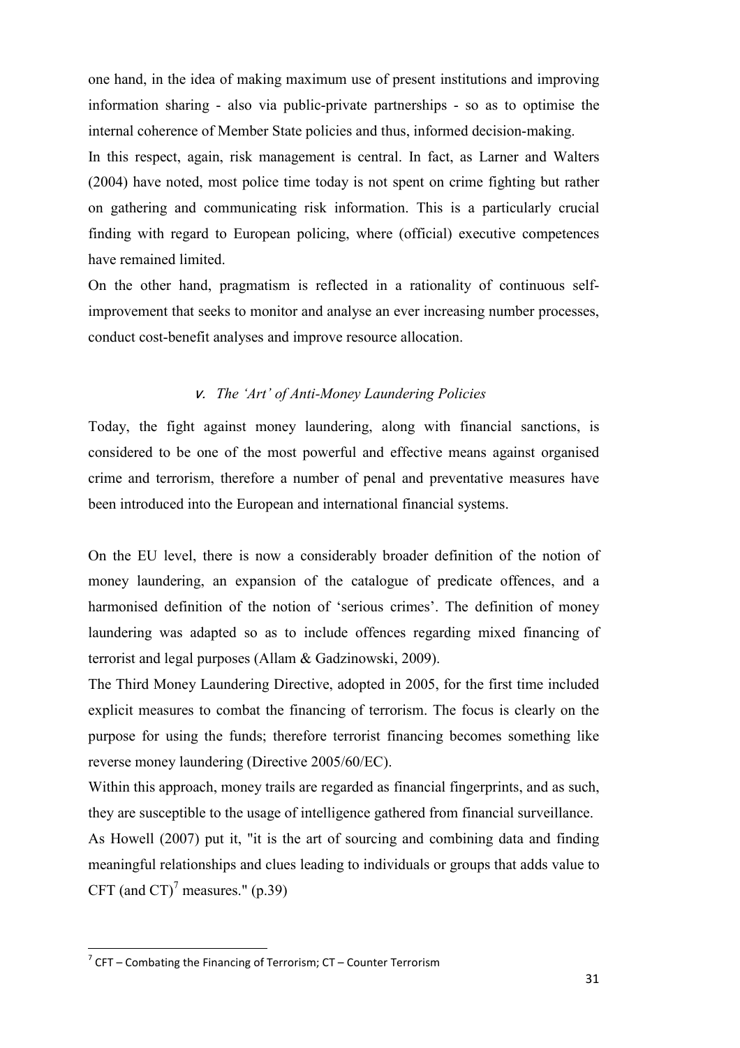one hand, in the idea of making maximum use of present institutions and improving information sharing - also via public-private partnerships - so as to optimise the internal coherence of Member State policies and thus, informed decision-making.

In this respect, again, risk management is central. In fact, as Larner and Walters (2004) have noted, most police time today is not spent on crime fighting but rather on gathering and communicating risk information. This is a particularly crucial finding with regard to European policing, where (official) executive competences have remained limited.

On the other hand, pragmatism is reflected in a rationality of continuous self-improvement that seeks to monitor and analyse an ever increasing number processes, conduct cost-benefit analyses and improve resource allocation.

### v. *The 'Art' of Anti-Money Laundering Policies*

Today, the fight against money laundering, along with financial sanctions, is considered to be one of the most powerful and effective means against organised crime and terrorism, therefore a number of penal and preventative measures have been introduced into the European and international financial systems.

On the EU level, there is now a considerably broader definition of the notion of money laundering, an expansion of the catalogue of predicate offences, and a harmonised definition of the notion of 'serious crimes'. The definition of money laundering was adapted so as to include offences regarding mixed financing of terrorist and legal purposes (Allam & Gadzinowski, 2009).

The Third Money Laundering Directive, adopted in 2005, for the first time included explicit measures to combat the financing of terrorism. The focus is clearly on the purpose for using the funds; therefore terrorist financing becomes something like reverse money laundering (Directive 2005/60/EC).

Within this approach, money trails are regarded as financial fingerprints, and as such, they are susceptible to the usage of intelligence gathered from financial surveillance.

As Howell (2007) put it, "it is the art of sourcing and combining data and finding meaningful relationships and clues leading to individuals or groups that adds value to CFT (and CT)[7] measures." (p.39)

---

[7] CFT – Combating the Financing of Terrorism; CT – Counter Terrorism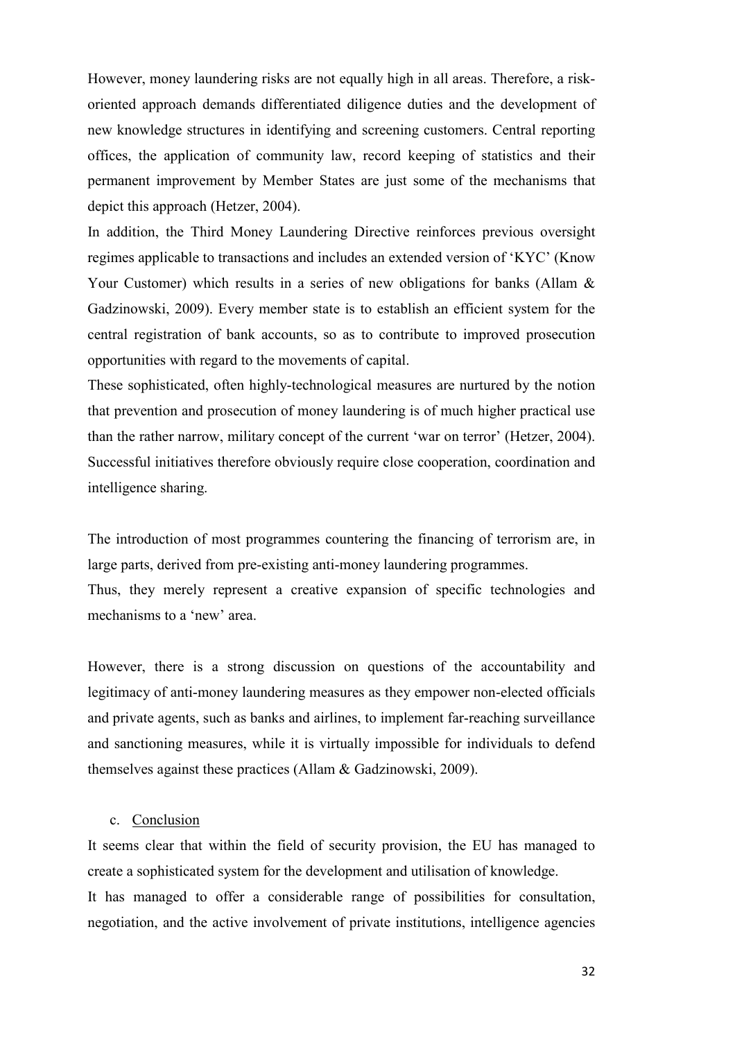However, money laundering risks are not equally high in all areas. Therefore, a risk-oriented approach demands differentiated diligence duties and the development of new knowledge structures in identifying and screening customers. Central reporting offices, the application of community law, record keeping of statistics and their permanent improvement by Member States are just some of the mechanisms that depict this approach (Hetzer, 2004).

In addition, the Third Money Laundering Directive reinforces previous oversight regimes applicable to transactions and includes an extended version of 'KYC' (Know Your Customer) which results in a series of new obligations for banks (Allam & Gadzinowski, 2009). Every member state is to establish an efficient system for the central registration of bank accounts, so as to contribute to improved prosecution opportunities with regard to the movements of capital.

These sophisticated, often highly-technological measures are nurtured by the notion that prevention and prosecution of money laundering is of much higher practical use than the rather narrow, military concept of the current 'war on terror' (Hetzer, 2004). Successful initiatives therefore obviously require close cooperation, coordination and intelligence sharing.

The introduction of most programmes countering the financing of terrorism are, in large parts, derived from pre-existing anti-money laundering programmes.

Thus, they merely represent a creative expansion of specific technologies and mechanisms to a 'new' area.

However, there is a strong discussion on questions of the accountability and legitimacy of anti-money laundering measures as they empower non-elected officials and private agents, such as banks and airlines, to implement far-reaching surveillance and sanctioning measures, while it is virtually impossible for individuals to defend themselves against these practices (Allam & Gadzinowski, 2009).

c. Conclusion

It seems clear that within the field of security provision, the EU has managed to create a sophisticated system for the development and utilisation of knowledge.

It has managed to offer a considerable range of possibilities for consultation, negotiation, and the active involvement of private institutions, intelligence agencies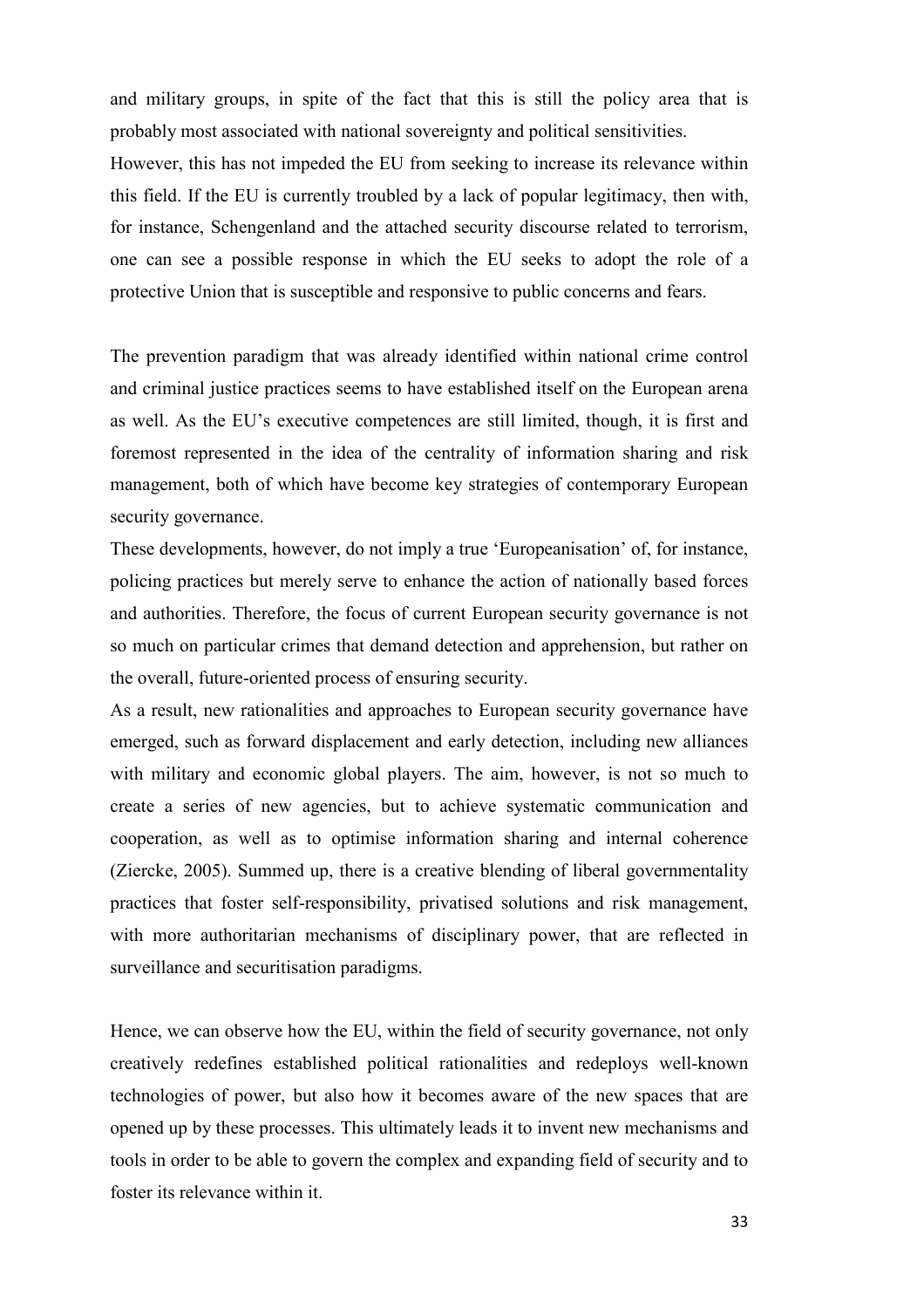and military groups, in spite of the fact that this is still the policy area that is probably most associated with national sovereignty and political sensitivities.

However, this has not impeded the EU from seeking to increase its relevance within this field. If the EU is currently troubled by a lack of popular legitimacy, then with, for instance, Schengenland and the attached security discourse related to terrorism, one can see a possible response in which the EU seeks to adopt the role of a protective Union that is susceptible and responsive to public concerns and fears.

The prevention paradigm that was already identified within national crime control and criminal justice practices seems to have established itself on the European arena as well. As the EU's executive competences are still limited, though, it is first and foremost represented in the idea of the centrality of information sharing and risk management, both of which have become key strategies of contemporary European security governance.

These developments, however, do not imply a true 'Europeanisation' of, for instance, policing practices but merely serve to enhance the action of nationally based forces and authorities. Therefore, the focus of current European security governance is not so much on particular crimes that demand detection and apprehension, but rather on the overall, future-oriented process of ensuring security.

As a result, new rationalities and approaches to European security governance have emerged, such as forward displacement and early detection, including new alliances with military and economic global players. The aim, however, is not so much to create a series of new agencies, but to achieve systematic communication and cooperation, as well as to optimise information sharing and internal coherence (Ziercke, 2005). Summed up, there is a creative blending of liberal governmentality practices that foster self-responsibility, privatised solutions and risk management, with more authoritarian mechanisms of disciplinary power, that are reflected in surveillance and securitisation paradigms.

Hence, we can observe how the EU, within the field of security governance, not only creatively redefines established political rationalities and redeploys well-known technologies of power, but also how it becomes aware of the new spaces that are opened up by these processes. This ultimately leads it to invent new mechanisms and tools in order to be able to govern the complex and expanding field of security and to foster its relevance within it.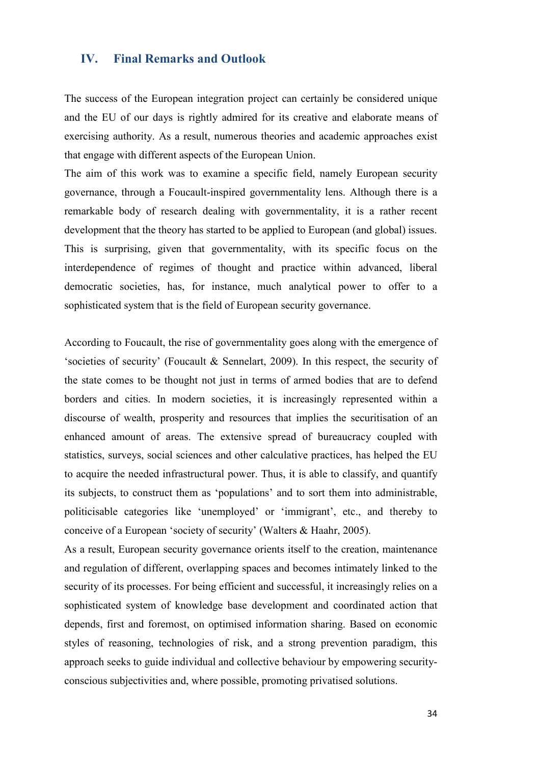## IV. Final Remarks and Outlook

The success of the European integration project can certainly be considered unique and the EU of our days is rightly admired for its creative and elaborate means of exercising authority. As a result, numerous theories and academic approaches exist that engage with different aspects of the European Union.

The aim of this work was to examine a specific field, namely European security governance, through a Foucault-inspired governmentality lens. Although there is a remarkable body of research dealing with governmentality, it is a rather recent development that the theory has started to be applied to European (and global) issues. This is surprising, given that governmentality, with its specific focus on the interdependence of regimes of thought and practice within advanced, liberal democratic societies, has, for instance, much analytical power to offer to a sophisticated system that is the field of European security governance.

According to Foucault, the rise of governmentality goes along with the emergence of 'societies of security' (Foucault & Sennelart, 2009). In this respect, the security of the state comes to be thought not just in terms of armed bodies that are to defend borders and cities. In modern societies, it is increasingly represented within a discourse of wealth, prosperity and resources that implies the securitisation of an enhanced amount of areas. The extensive spread of bureaucracy coupled with statistics, surveys, social sciences and other calculative practices, has helped the EU to acquire the needed infrastructural power. Thus, it is able to classify, and quantify its subjects, to construct them as 'populations' and to sort them into administrable, politicisable categories like 'unemployed' or 'immigrant', etc., and thereby to conceive of a European 'society of security' (Walters & Haahr, 2005).

As a result, European security governance orients itself to the creation, maintenance and regulation of different, overlapping spaces and becomes intimately linked to the security of its processes. For being efficient and successful, it increasingly relies on a sophisticated system of knowledge base development and coordinated action that depends, first and foremost, on optimised information sharing. Based on economic styles of reasoning, technologies of risk, and a strong prevention paradigm, this approach seeks to guide individual and collective behaviour by empowering security-conscious subjectivities and, where possible, promoting privatised solutions.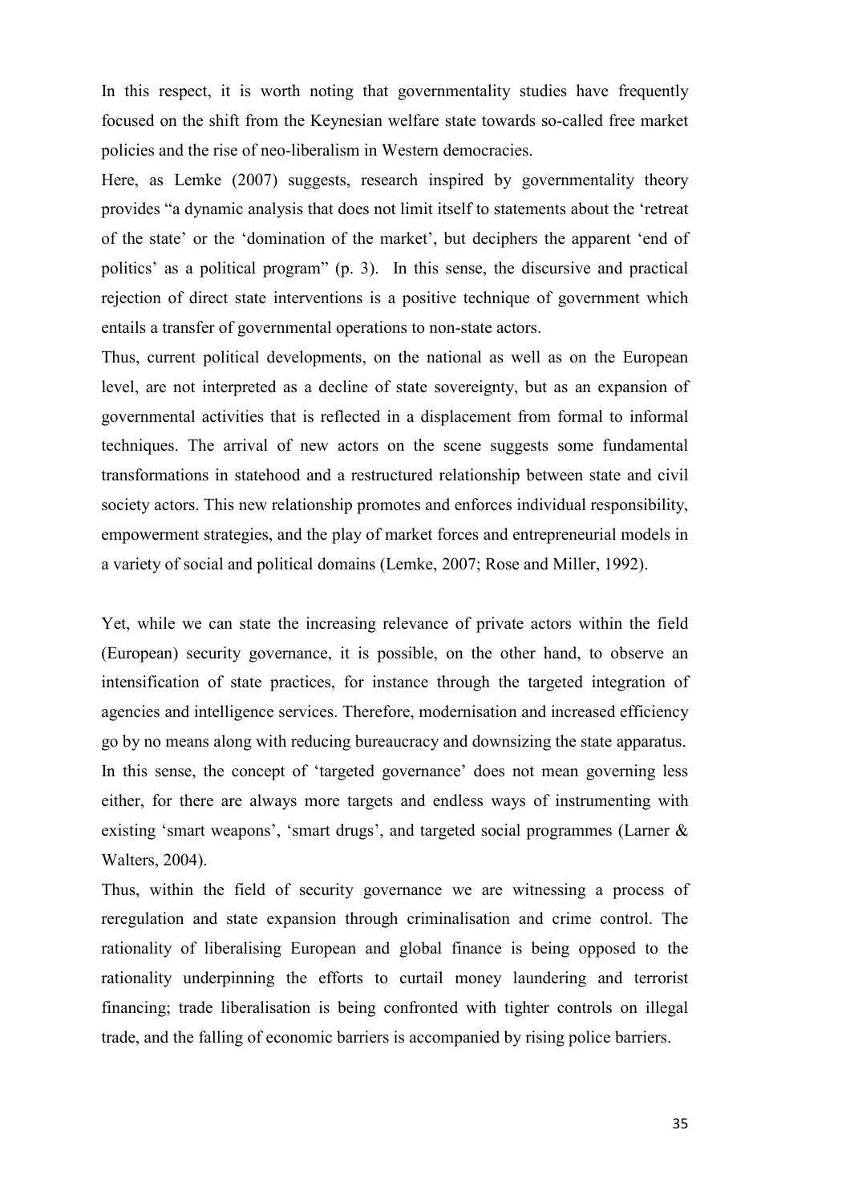In this respect, it is worth noting that governmentality studies have frequently focused on the shift from the Keynesian welfare state towards so-called free market policies and the rise of neo-liberalism in Western democracies.

Here, as Lemke (2007) suggests, research inspired by governmentality theory provides "a dynamic analysis that does not limit itself to statements about the 'retreat of the state' or the 'domination of the market', but deciphers the apparent 'end of politics' as a political program" (p. 3). In this sense, the discursive and practical rejection of direct state interventions is a positive technique of government which entails a transfer of governmental operations to non-state actors.

Thus, current political developments, on the national as well as on the European level, are not interpreted as a decline of state sovereignty, but as an expansion of governmental activities that is reflected in a displacement from formal to informal techniques. The arrival of new actors on the scene suggests some fundamental transformations in statehood and a restructured relationship between state and civil society actors. This new relationship promotes and enforces individual responsibility, empowerment strategies, and the play of market forces and entrepreneurial models in a variety of social and political domains (Lemke, 2007; Rose and Miller, 1992).

Yet, while we can state the increasing relevance of private actors within the field (European) security governance, it is possible, on the other hand, to observe an intensification of state practices, for instance through the targeted integration of agencies and intelligence services. Therefore, modernisation and increased efficiency go by no means along with reducing bureaucracy and downsizing the state apparatus. In this sense, the concept of 'targeted governance' does not mean governing less either, for there are always more targets and endless ways of instrumenting with existing 'smart weapons', 'smart drugs', and targeted social programmes (Larner & Walters, 2004).

Thus, within the field of security governance we are witnessing a process of reregulation and state expansion through criminalisation and crime control. The rationality of liberalising European and global finance is being opposed to the rationality underpinning the efforts to curtail money laundering and terrorist financing; trade liberalisation is being confronted with tighter controls on illegal trade, and the falling of economic barriers is accompanied by rising police barriers.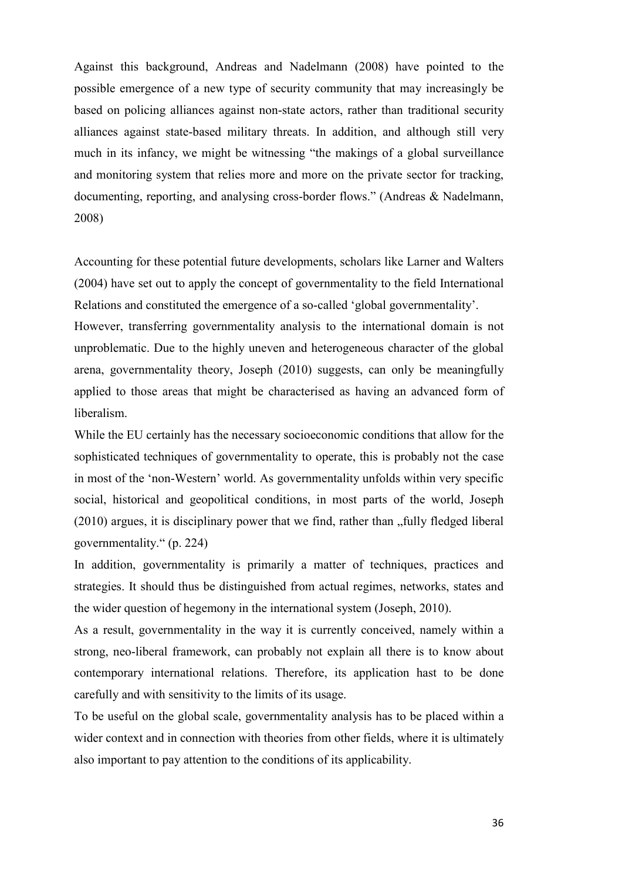Against this background, Andreas and Nadelmann (2008) have pointed to the possible emergence of a new type of security community that may increasingly be based on policing alliances against non-state actors, rather than traditional security alliances against state-based military threats. In addition, and although still very much in its infancy, we might be witnessing "the makings of a global surveillance and monitoring system that relies more and more on the private sector for tracking, documenting, reporting, and analysing cross-border flows." (Andreas & Nadelmann, 2008)

Accounting for these potential future developments, scholars like Larner and Walters (2004) have set out to apply the concept of governmentality to the field International Relations and constituted the emergence of a so-called 'global governmentality'.

However, transferring governmentality analysis to the international domain is not unproblematic. Due to the highly uneven and heterogeneous character of the global arena, governmentality theory, Joseph (2010) suggests, can only be meaningfully applied to those areas that might be characterised as having an advanced form of liberalism.

While the EU certainly has the necessary socioeconomic conditions that allow for the sophisticated techniques of governmentality to operate, this is probably not the case in most of the 'non-Western' world. As governmentality unfolds within very specific social, historical and geopolitical conditions, in most parts of the world, Joseph (2010) argues, it is disciplinary power that we find, rather than „fully fledged liberal governmentality." (p. 224)

In addition, governmentality is primarily a matter of techniques, practices and strategies. It should thus be distinguished from actual regimes, networks, states and the wider question of hegemony in the international system (Joseph, 2010).

As a result, governmentality in the way it is currently conceived, namely within a strong, neo-liberal framework, can probably not explain all there is to know about contemporary international relations. Therefore, its application hast to be done carefully and with sensitivity to the limits of its usage.

To be useful on the global scale, governmentality analysis has to be placed within a wider context and in connection with theories from other fields, where it is ultimately also important to pay attention to the conditions of its applicability.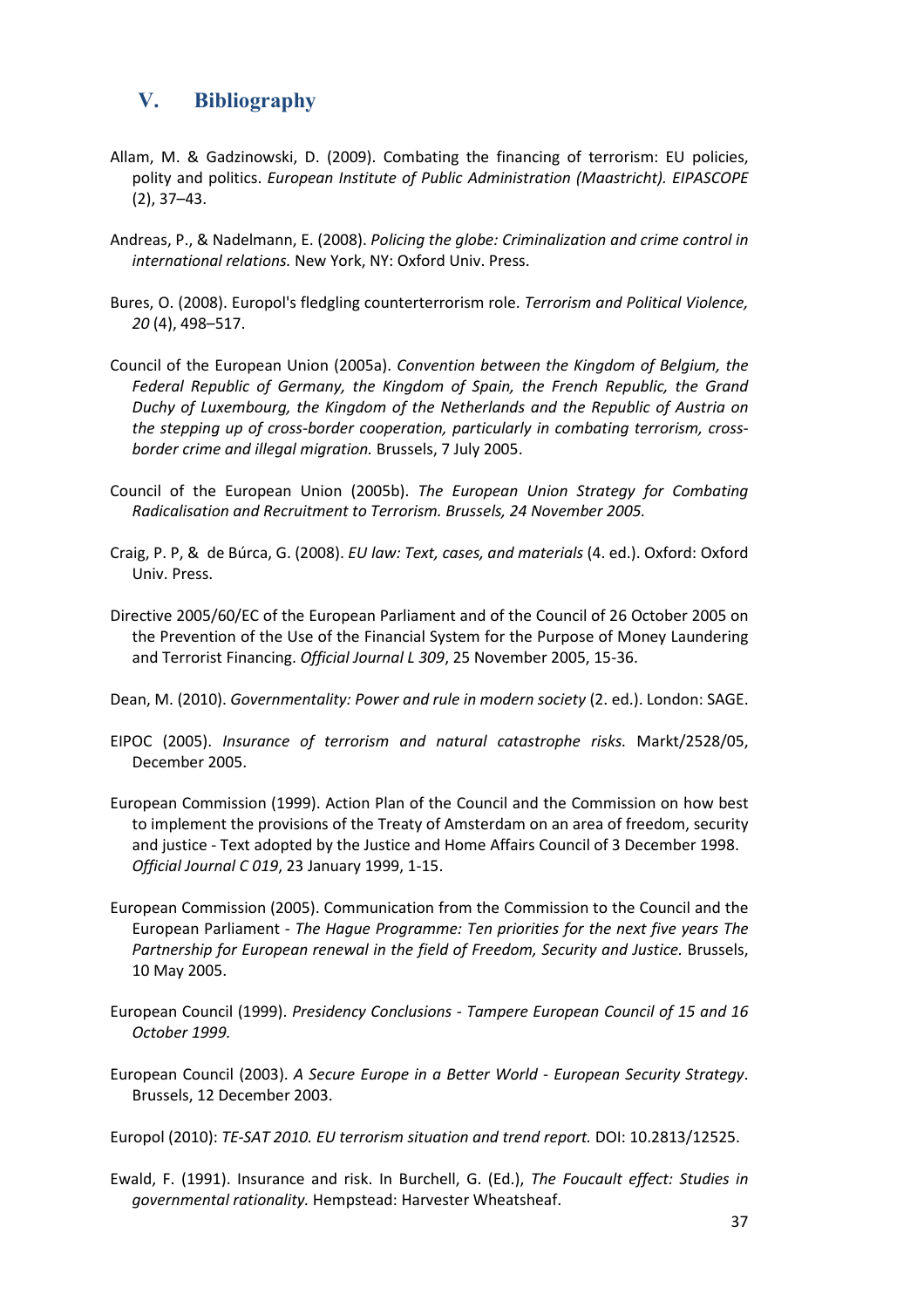## V. Bibliography

Allam, M. & Gadzinowski, D. (2009). Combating the financing of terrorism: EU policies, polity and politics. *European Institute of Public Administration (Maastricht). EIPASCOPE* (2), 37–43.

Andreas, P., & Nadelmann, E. (2008). *Policing the globe: Criminalization and crime control in international relations.* New York, NY: Oxford Univ. Press.

Bures, O. (2008). Europol's fledgling counterterrorism role. *Terrorism and Political Violence, 20* (4), 498–517.

Council of the European Union (2005a). *Convention between the Kingdom of Belgium, the Federal Republic of Germany, the Kingdom of Spain, the French Republic, the Grand Duchy of Luxembourg, the Kingdom of the Netherlands and the Republic of Austria on the stepping up of cross-border cooperation, particularly in combating terrorism, cross-border crime and illegal migration.* Brussels, 7 July 2005.

Council of the European Union (2005b). *The European Union Strategy for Combating Radicalisation and Recruitment to Terrorism. Brussels, 24 November 2005.*

Craig, P. P, & de Búrca, G. (2008). *EU law: Text, cases, and materials* (4. ed.). Oxford: Oxford Univ. Press.

Directive 2005/60/EC of the European Parliament and of the Council of 26 October 2005 on the Prevention of the Use of the Financial System for the Purpose of Money Laundering and Terrorist Financing. *Official Journal L 309*, 25 November 2005, 15-36.

Dean, M. (2010). *Governmentality: Power and rule in modern society* (2. ed.). London: SAGE.

EIPOC (2005). *Insurance of terrorism and natural catastrophe risks.* Markt/2528/05, December 2005.

European Commission (1999). Action Plan of the Council and the Commission on how best to implement the provisions of the Treaty of Amsterdam on an area of freedom, security and justice - Text adopted by the Justice and Home Affairs Council of 3 December 1998. *Official Journal C 019*, 23 January 1999, 1-15.

European Commission (2005). Communication from the Commission to the Council and the European Parliament - *The Hague Programme: Ten priorities for the next five years The Partnership for European renewal in the field of Freedom, Security and Justice.* Brussels, 10 May 2005.

European Council (1999). *Presidency Conclusions - Tampere European Council of 15 and 16 October 1999.*

European Council (2003). *A Secure Europe in a Better World - European Security Strategy*. Brussels, 12 December 2003.

Europol (2010): *TE-SAT 2010. EU terrorism situation and trend report.* DOI: 10.2813/12525.

Ewald, F. (1991). Insurance and risk. In Burchell, G. (Ed.), *The Foucault effect: Studies in governmental rationality.* Hempstead: Harvester Wheatsheaf.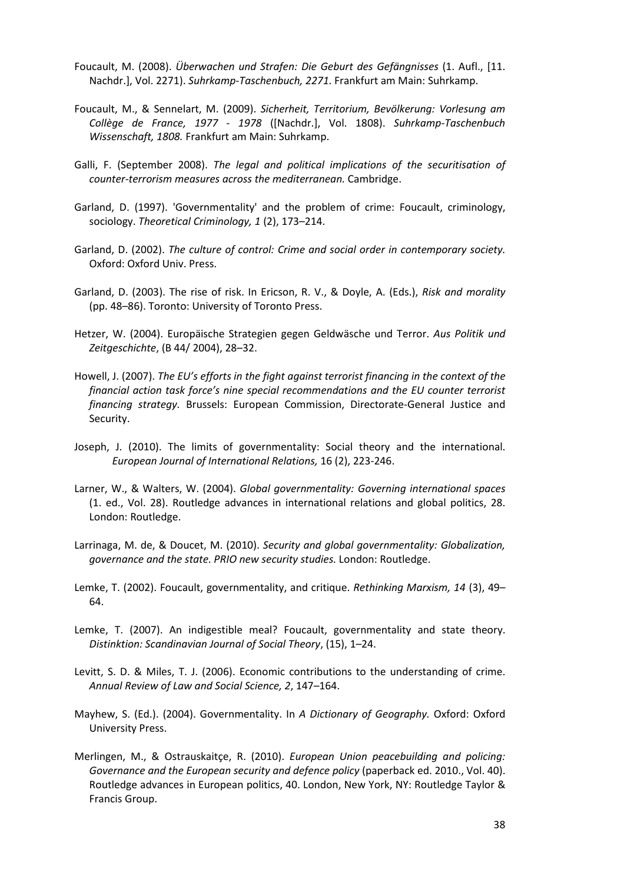Foucault, M. (2008). *Überwachen und Strafen: Die Geburt des Gefängnisses* (1. Aufl., [11. Nachdr.], Vol. 2271). *Suhrkamp-Taschenbuch, 2271.* Frankfurt am Main: Suhrkamp.

Foucault, M., & Sennelart, M. (2009). *Sicherheit, Territorium, Bevölkerung: Vorlesung am Collège de France, 1977 - 1978* ([Nachdr.], Vol. 1808). *Suhrkamp-Taschenbuch Wissenschaft, 1808.* Frankfurt am Main: Suhrkamp.

Galli, F. (September 2008). *The legal and political implications of the securitisation of counter-terrorism measures across the mediterranean.* Cambridge.

Garland, D. (1997). 'Governmentality' and the problem of crime: Foucault, criminology, sociology. *Theoretical Criminology, 1* (2), 173–214.

Garland, D. (2002). *The culture of control: Crime and social order in contemporary society.* Oxford: Oxford Univ. Press.

Garland, D. (2003). The rise of risk. In Ericson, R. V., & Doyle, A. (Eds.), *Risk and morality* (pp. 48–86). Toronto: University of Toronto Press.

Hetzer, W. (2004). Europäische Strategien gegen Geldwäsche und Terror. *Aus Politik und Zeitgeschichte*, (B 44/ 2004), 28–32.

Howell, J. (2007). *The EU's efforts in the fight against terrorist financing in the context of the financial action task force's nine special recommendations and the EU counter terrorist financing strategy.* Brussels: European Commission, Directorate-General Justice and Security.

Joseph, J. (2010). The limits of governmentality: Social theory and the international. *European Journal of International Relations,* 16 (2), 223-246.

Larner, W., & Walters, W. (2004). *Global governmentality: Governing international spaces* (1. ed., Vol. 28). Routledge advances in international relations and global politics, 28. London: Routledge.

Larrinaga, M. de, & Doucet, M. (2010). *Security and global governmentality: Globalization, governance and the state. PRIO new security studies.* London: Routledge.

Lemke, T. (2002). Foucault, governmentality, and critique. *Rethinking Marxism, 14* (3), 49–64.

Lemke, T. (2007). An indigestible meal? Foucault, governmentality and state theory. *Distinktion: Scandinavian Journal of Social Theory*, (15), 1–24.

Levitt, S. D. & Miles, T. J. (2006). Economic contributions to the understanding of crime. *Annual Review of Law and Social Science, 2*, 147–164.

Mayhew, S. (Ed.). (2004). Governmentality. In *A Dictionary of Geography.* Oxford: Oxford University Press.

Merlingen, M., & Ostrauskaitçe, R. (2010). *European Union peacebuilding and policing: Governance and the European security and defence policy* (paperback ed. 2010., Vol. 40). Routledge advances in European politics, 40. London, New York, NY: Routledge Taylor & Francis Group.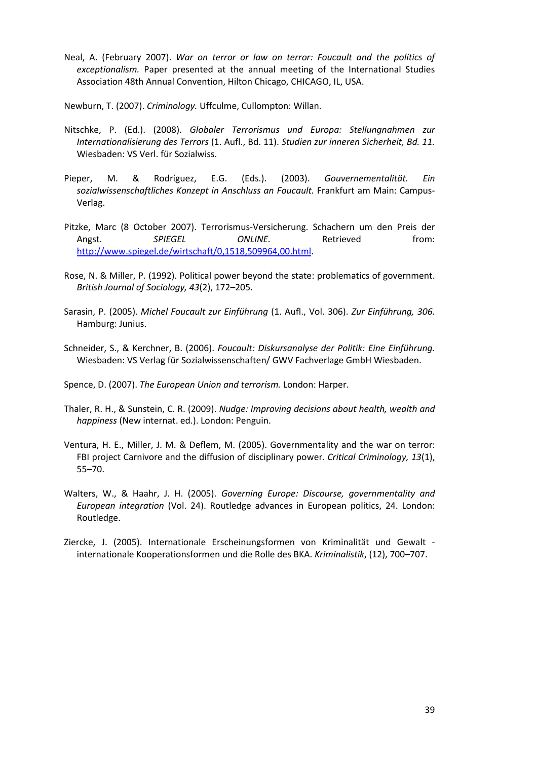Neal, A. (February 2007). *War on terror or law on terror: Foucault and the politics of exceptionalism.* Paper presented at the annual meeting of the International Studies Association 48th Annual Convention, Hilton Chicago, CHICAGO, IL, USA.

Newburn, T. (2007). *Criminology.* Uffculme, Cullompton: Willan.

Nitschke, P. (Ed.). (2008). *Globaler Terrorismus und Europa: Stellungnahmen zur Internationalisierung des Terrors* (1. Aufl., Bd. 11). *Studien zur inneren Sicherheit, Bd. 11.* Wiesbaden: VS Verl. für Sozialwiss.

Pieper, M. & Rodríguez, E.G. (Eds.). (2003). *Gouvernementalität. Ein sozialwissenschaftliches Konzept in Anschluss an Foucault.* Frankfurt am Main: Campus-Verlag.

Pitzke, Marc (8 October 2007). Terrorismus-Versicherung. Schachern um den Preis der Angst. *SPIEGEL ONLINE.* Retrieved from: http://www.spiegel.de/wirtschaft/0,1518,509964,00.html.

Rose, N. & Miller, P. (1992). Political power beyond the state: problematics of government. *British Journal of Sociology, 43*(2), 172–205.

Sarasin, P. (2005). *Michel Foucault zur Einführung* (1. Aufl., Vol. 306). *Zur Einführung, 306.* Hamburg: Junius.

Schneider, S., & Kerchner, B. (2006). *Foucault: Diskursanalyse der Politik: Eine Einführung.* Wiesbaden: VS Verlag für Sozialwissenschaften/ GWV Fachverlage GmbH Wiesbaden.

Spence, D. (2007). *The European Union and terrorism.* London: Harper.

Thaler, R. H., & Sunstein, C. R. (2009). *Nudge: Improving decisions about health, wealth and happiness* (New internat. ed.). London: Penguin.

Ventura, H. E., Miller, J. M. & Deflem, M. (2005). Governmentality and the war on terror: FBI project Carnivore and the diffusion of disciplinary power. *Critical Criminology, 13*(1), 55–70.

Walters, W., & Haahr, J. H. (2005). *Governing Europe: Discourse, governmentality and European integration* (Vol. 24). Routledge advances in European politics, 24. London: Routledge.

Ziercke, J. (2005). Internationale Erscheinungsformen von Kriminalität und Gewalt - internationale Kooperationsformen und die Rolle des BKA. *Kriminalistik*, (12), 700–707.